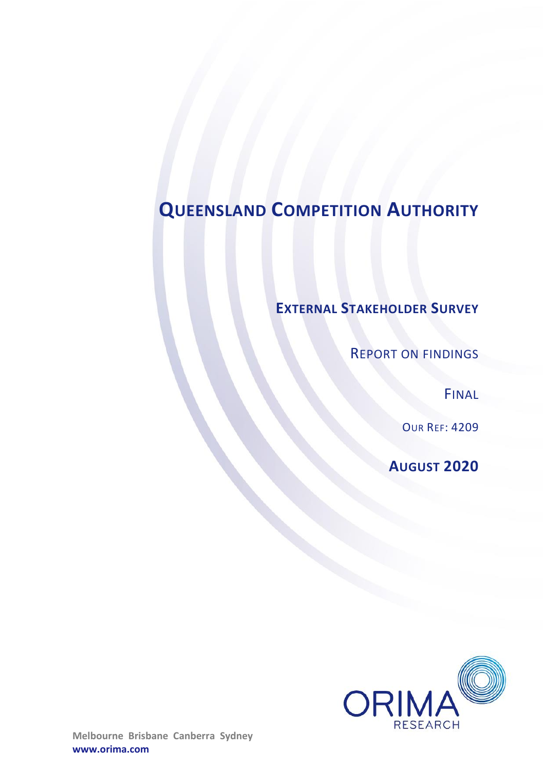# QUEENSLAND COMPETITION AUTHORITY

## EXTERNAL STAKEHOLDER SURVEY

REPORT ON FINDINGS

FINAL

OUR REF: 4209

**AUGUST 2020**

ORIMA RESEARCH

**Melbourne Brisbane Canberra Sydney**
**www.orima.com**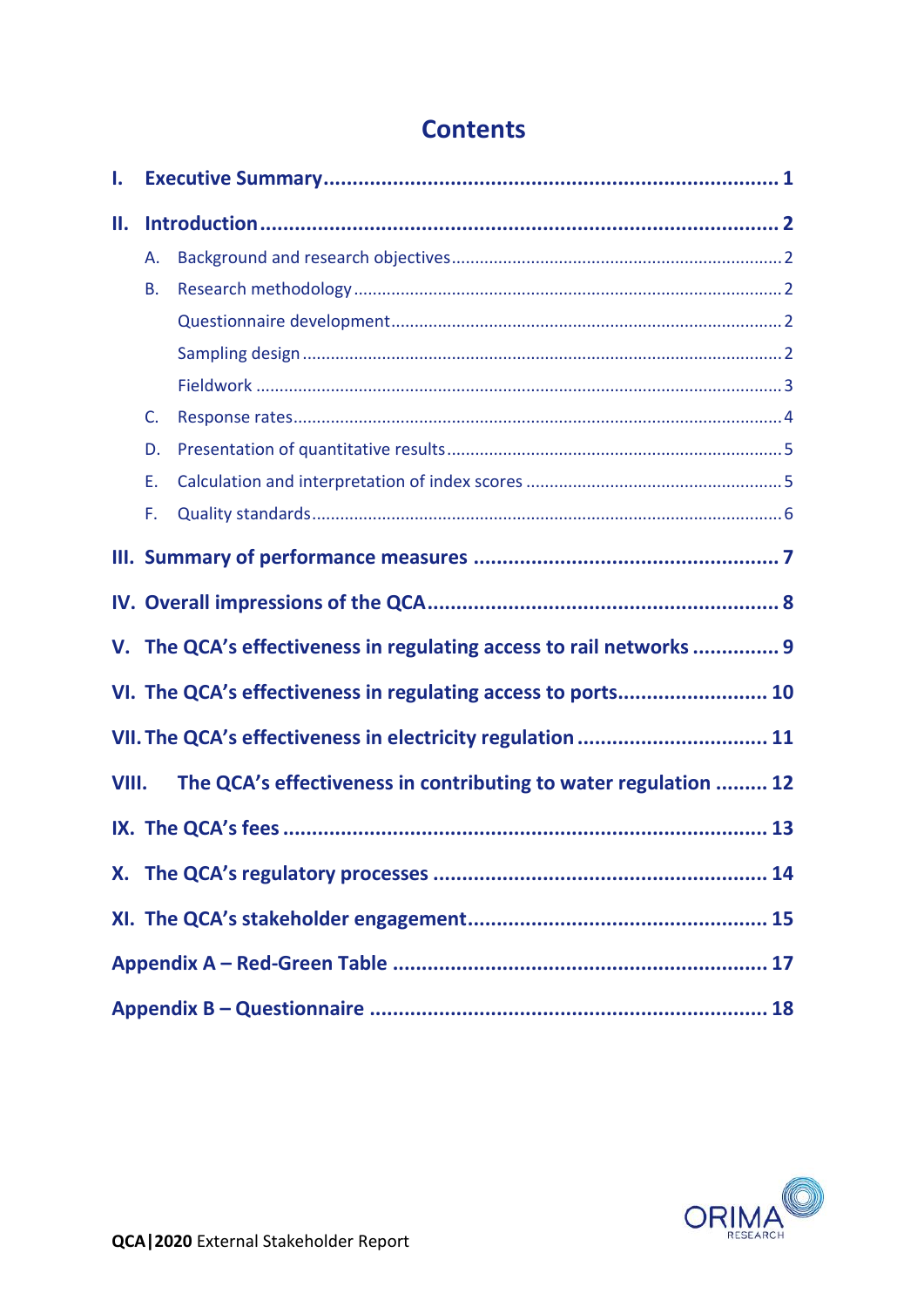# Contents

**I. Executive Summary** ..... 1

**II. Introduction** ..... 2

- A. Background and research objectives ..... 2
- B. Research methodology ..... 2
  - Questionnaire development ..... 2
  - Sampling design ..... 2
  - Fieldwork ..... 3
- C. Response rates ..... 4
- D. Presentation of quantitative results ..... 5
- E. Calculation and interpretation of index scores ..... 5
- F. Quality standards ..... 6

**III. Summary of performance measures** ..... 7

**IV. Overall impressions of the QCA** ..... 8

**V. The QCA's effectiveness in regulating access to rail networks** ..... 9

**VI. The QCA's effectiveness in regulating access to ports** ..... 10

**VII. The QCA's effectiveness in electricity regulation** ..... 11

**VIII. The QCA's effectiveness in contributing to water regulation** ..... 12

**IX. The QCA's fees** ..... 13

**X. The QCA's regulatory processes** ..... 14

**XI. The QCA's stakeholder engagement** ..... 15

**Appendix A – Red-Green Table** ..... 17

**Appendix B – Questionnaire** ..... 18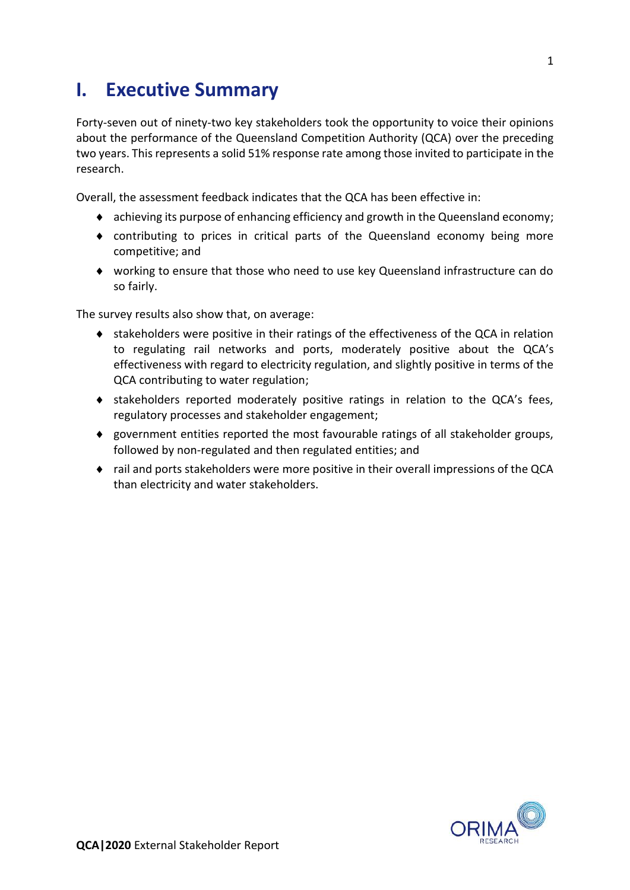# I. Executive Summary

Forty-seven out of ninety-two key stakeholders took the opportunity to voice their opinions about the performance of the Queensland Competition Authority (QCA) over the preceding two years. This represents a solid 51% response rate among those invited to participate in the research.

Overall, the assessment feedback indicates that the QCA has been effective in:

- achieving its purpose of enhancing efficiency and growth in the Queensland economy;
- contributing to prices in critical parts of the Queensland economy being more competitive; and
- working to ensure that those who need to use key Queensland infrastructure can do so fairly.

The survey results also show that, on average:

- stakeholders were positive in their ratings of the effectiveness of the QCA in relation to regulating rail networks and ports, moderately positive about the QCA's effectiveness with regard to electricity regulation, and slightly positive in terms of the QCA contributing to water regulation;
- stakeholders reported moderately positive ratings in relation to the QCA's fees, regulatory processes and stakeholder engagement;
- government entities reported the most favourable ratings of all stakeholder groups, followed by non-regulated and then regulated entities; and
- rail and ports stakeholders were more positive in their overall impressions of the QCA than electricity and water stakeholders.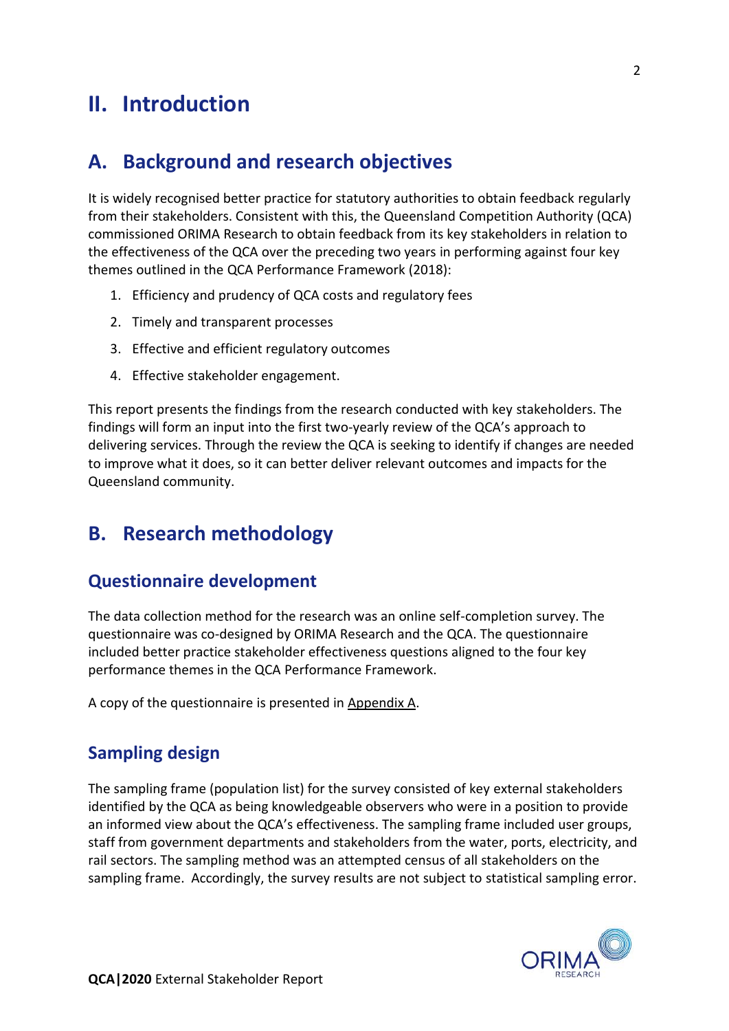# II. Introduction

## A. Background and research objectives

It is widely recognised better practice for statutory authorities to obtain feedback regularly from their stakeholders. Consistent with this, the Queensland Competition Authority (QCA) commissioned ORIMA Research to obtain feedback from its key stakeholders in relation to the effectiveness of the QCA over the preceding two years in performing against four key themes outlined in the QCA Performance Framework (2018):

1. Efficiency and prudency of QCA costs and regulatory fees
2. Timely and transparent processes
3. Effective and efficient regulatory outcomes
4. Effective stakeholder engagement.

This report presents the findings from the research conducted with key stakeholders. The findings will form an input into the first two-yearly review of the QCA's approach to delivering services. Through the review the QCA is seeking to identify if changes are needed to improve what it does, so it can better deliver relevant outcomes and impacts for the Queensland community.

## B. Research methodology

### Questionnaire development

The data collection method for the research was an online self-completion survey. The questionnaire was co-designed by ORIMA Research and the QCA. The questionnaire included better practice stakeholder effectiveness questions aligned to the four key performance themes in the QCA Performance Framework.

A copy of the questionnaire is presented in Appendix A.

### Sampling design

The sampling frame (population list) for the survey consisted of key external stakeholders identified by the QCA as being knowledgeable observers who were in a position to provide an informed view about the QCA's effectiveness. The sampling frame included user groups, staff from government departments and stakeholders from the water, ports, electricity, and rail sectors. The sampling method was an attempted census of all stakeholders on the sampling frame. Accordingly, the survey results are not subject to statistical sampling error.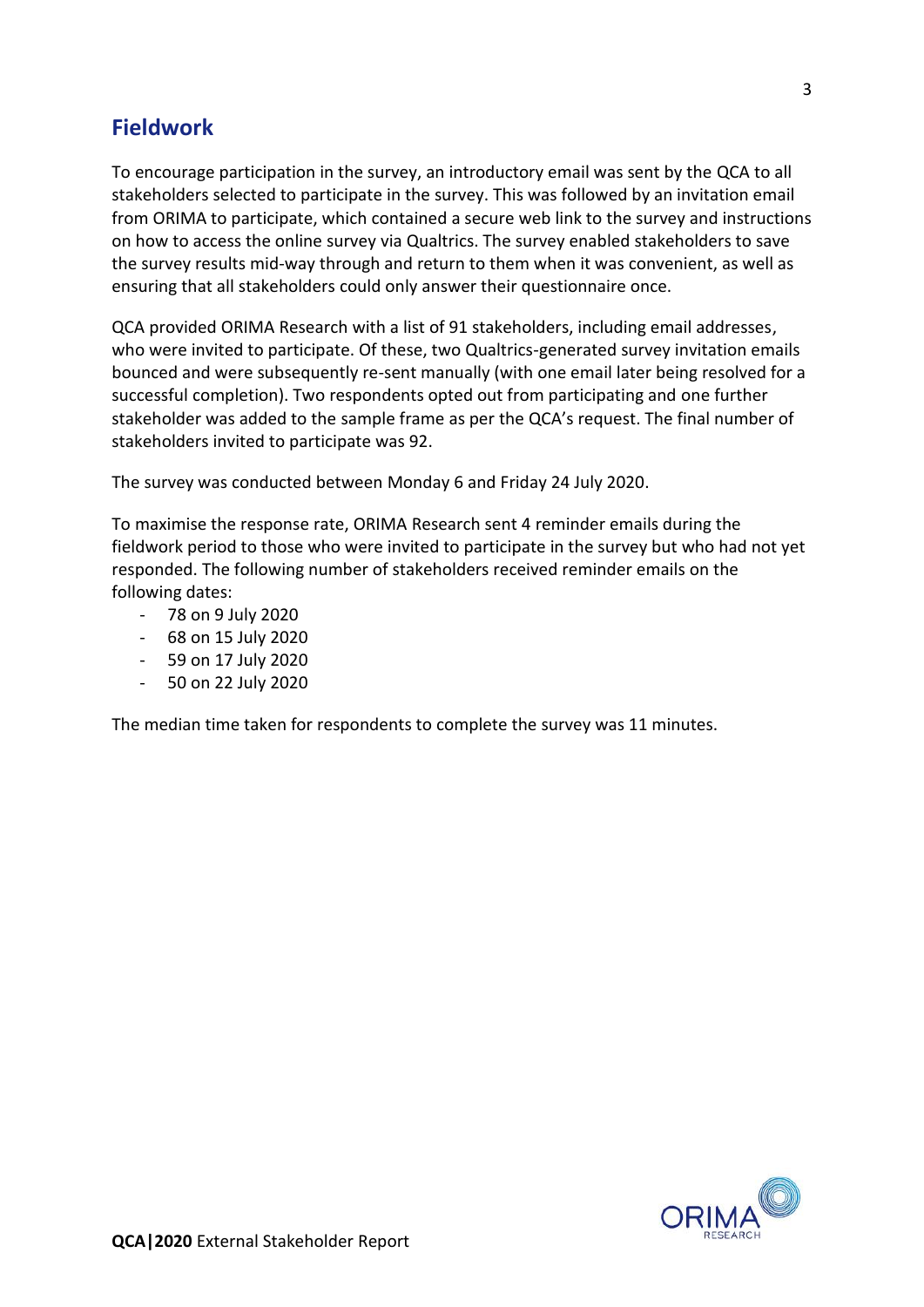## Fieldwork

To encourage participation in the survey, an introductory email was sent by the QCA to all stakeholders selected to participate in the survey. This was followed by an invitation email from ORIMA to participate, which contained a secure web link to the survey and instructions on how to access the online survey via Qualtrics. The survey enabled stakeholders to save the survey results mid-way through and return to them when it was convenient, as well as ensuring that all stakeholders could only answer their questionnaire once.

QCA provided ORIMA Research with a list of 91 stakeholders, including email addresses, who were invited to participate. Of these, two Qualtrics-generated survey invitation emails bounced and were subsequently re-sent manually (with one email later being resolved for a successful completion). Two respondents opted out from participating and one further stakeholder was added to the sample frame as per the QCA's request. The final number of stakeholders invited to participate was 92.

The survey was conducted between Monday 6 and Friday 24 July 2020.

To maximise the response rate, ORIMA Research sent 4 reminder emails during the fieldwork period to those who were invited to participate in the survey but who had not yet responded. The following number of stakeholders received reminder emails on the following dates:

- 78 on 9 July 2020
- 68 on 15 July 2020
- 59 on 17 July 2020
- 50 on 22 July 2020

The median time taken for respondents to complete the survey was 11 minutes.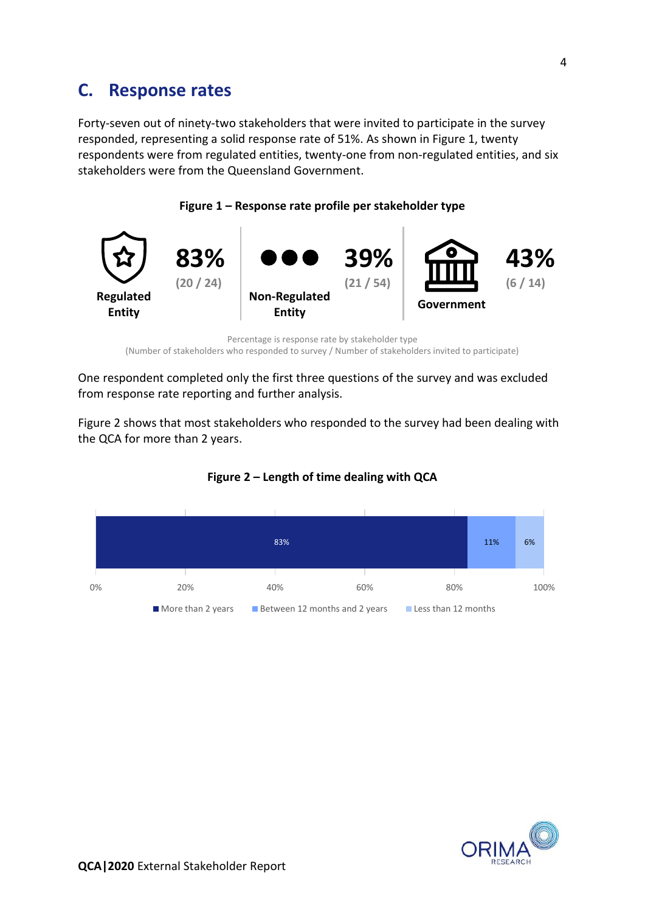## C. Response rates

Forty-seven out of ninety-two stakeholders that were invited to participate in the survey responded, representing a solid response rate of 51%. As shown in Figure 1, twenty respondents were from regulated entities, twenty-one from non-regulated entities, and six stakeholders were from the Queensland Government.

**Figure 1 – Response rate profile per stakeholder type**

| Regulated Entity | Non-Regulated Entity | Government |
| --- | --- | --- |
| 83% (20 / 24) | 39% (21 / 54) | 43% (6 / 14) |

Percentage is response rate by stakeholder type
(Number of stakeholders who responded to survey / Number of stakeholders invited to participate)

One respondent completed only the first three questions of the survey and was excluded from response rate reporting and further analysis.

Figure 2 shows that most stakeholders who responded to the survey had been dealing with the QCA for more than 2 years.

**Figure 2 – Length of time dealing with QCA**

| More than 2 years | Between 12 months and 2 years | Less than 12 months |
| --- | --- | --- |
| 83% | 11% | 6% |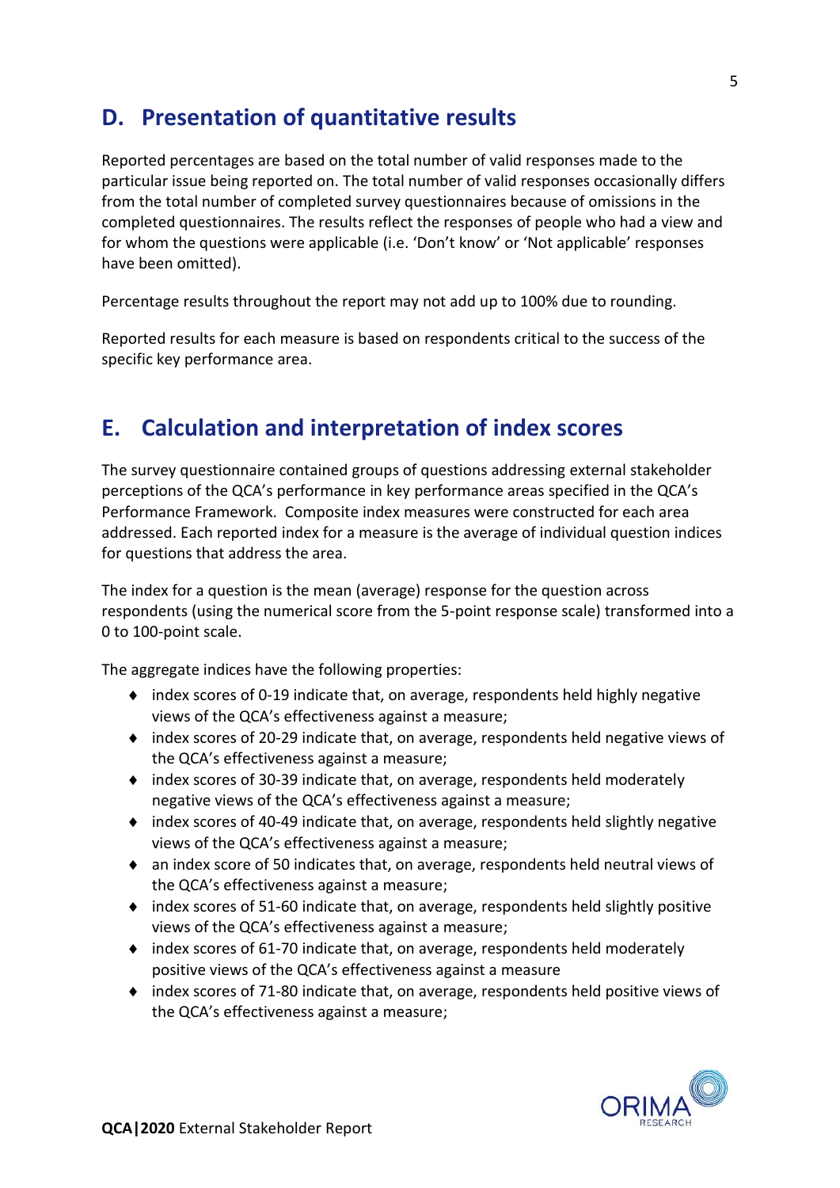## D. Presentation of quantitative results

Reported percentages are based on the total number of valid responses made to the particular issue being reported on. The total number of valid responses occasionally differs from the total number of completed survey questionnaires because of omissions in the completed questionnaires. The results reflect the responses of people who had a view and for whom the questions were applicable (i.e. 'Don't know' or 'Not applicable' responses have been omitted).

Percentage results throughout the report may not add up to 100% due to rounding.

Reported results for each measure is based on respondents critical to the success of the specific key performance area.

## E. Calculation and interpretation of index scores

The survey questionnaire contained groups of questions addressing external stakeholder perceptions of the QCA's performance in key performance areas specified in the QCA's Performance Framework. Composite index measures were constructed for each area addressed. Each reported index for a measure is the average of individual question indices for questions that address the area.

The index for a question is the mean (average) response for the question across respondents (using the numerical score from the 5-point response scale) transformed into a 0 to 100-point scale.

The aggregate indices have the following properties:

- index scores of 0-19 indicate that, on average, respondents held highly negative views of the QCA's effectiveness against a measure;
- index scores of 20-29 indicate that, on average, respondents held negative views of the QCA's effectiveness against a measure;
- index scores of 30-39 indicate that, on average, respondents held moderately negative views of the QCA's effectiveness against a measure;
- index scores of 40-49 indicate that, on average, respondents held slightly negative views of the QCA's effectiveness against a measure;
- an index score of 50 indicates that, on average, respondents held neutral views of the QCA's effectiveness against a measure;
- index scores of 51-60 indicate that, on average, respondents held slightly positive views of the QCA's effectiveness against a measure;
- index scores of 61-70 indicate that, on average, respondents held moderately positive views of the QCA's effectiveness against a measure
- index scores of 71-80 indicate that, on average, respondents held positive views of the QCA's effectiveness against a measure;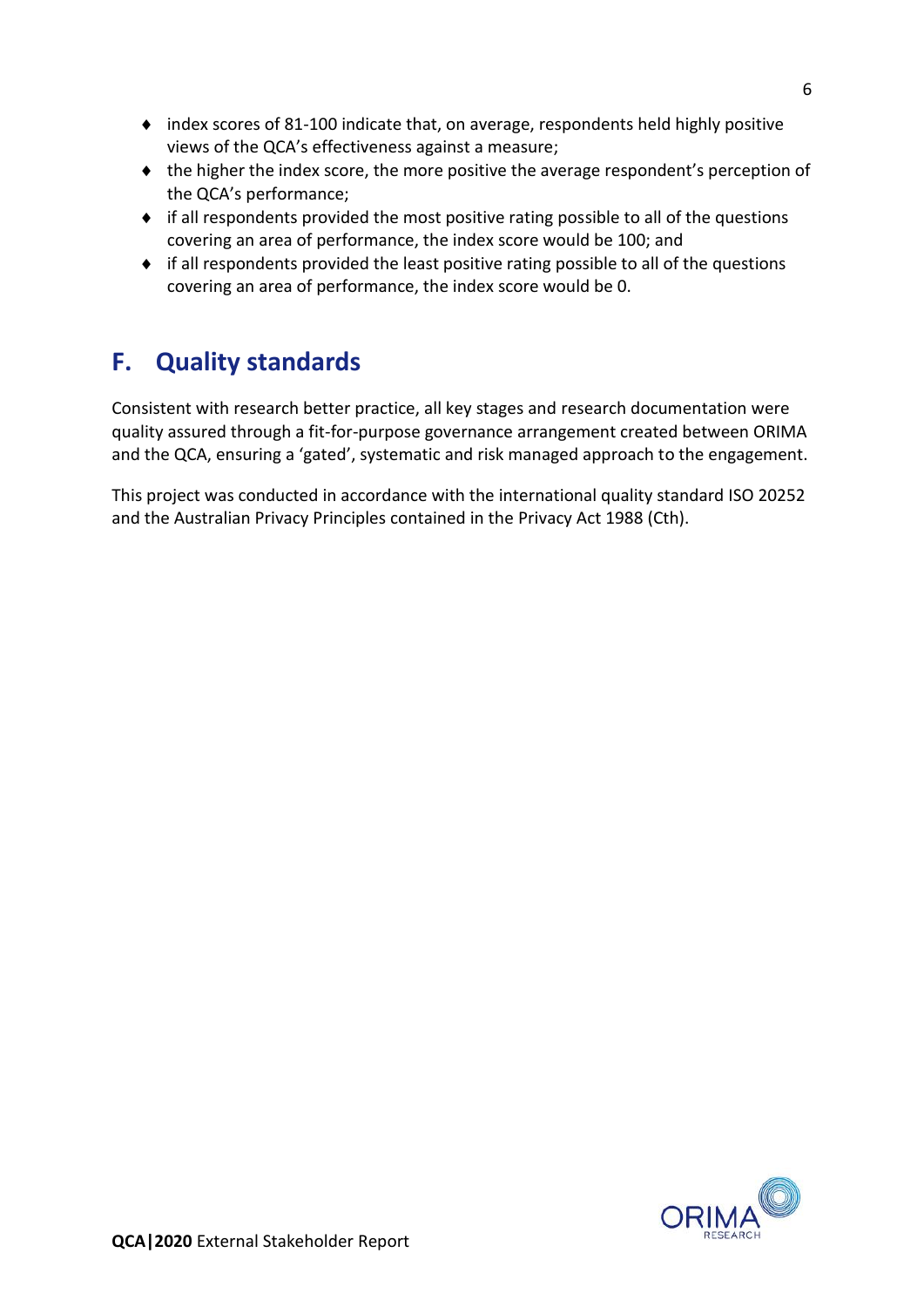- index scores of 81-100 indicate that, on average, respondents held highly positive views of the QCA's effectiveness against a measure;
- the higher the index score, the more positive the average respondent's perception of the QCA's performance;
- if all respondents provided the most positive rating possible to all of the questions covering an area of performance, the index score would be 100; and
- if all respondents provided the least positive rating possible to all of the questions covering an area of performance, the index score would be 0.

## F. Quality standards

Consistent with research better practice, all key stages and research documentation were quality assured through a fit-for-purpose governance arrangement created between ORIMA and the QCA, ensuring a 'gated', systematic and risk managed approach to the engagement.

This project was conducted in accordance with the international quality standard ISO 20252 and the Australian Privacy Principles contained in the Privacy Act 1988 (Cth).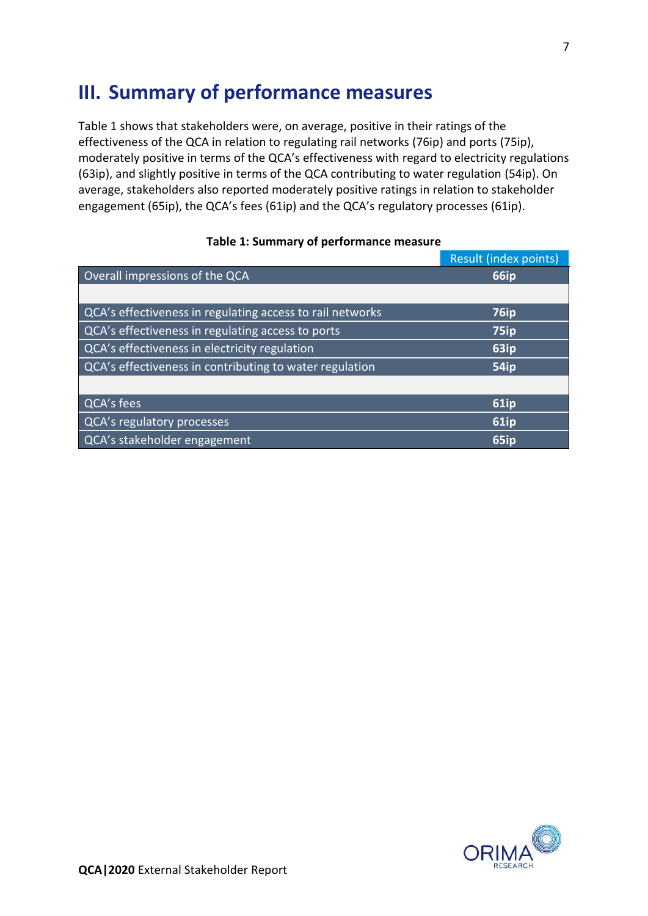## III. Summary of performance measures

Table 1 shows that stakeholders were, on average, positive in their ratings of the effectiveness of the QCA in relation to regulating rail networks (76ip) and ports (75ip), moderately positive in terms of the QCA's effectiveness with regard to electricity regulations (63ip), and slightly positive in terms of the QCA contributing to water regulation (54ip). On average, stakeholders also reported moderately positive ratings in relation to stakeholder engagement (65ip), the QCA's fees (61ip) and the QCA's regulatory processes (61ip).

**Table 1: Summary of performance measure**

| | Result (index points) |
|---|---|
| Overall impressions of the QCA | **66ip** |
| | |
| QCA's effectiveness in regulating access to rail networks | **76ip** |
| QCA's effectiveness in regulating access to ports | **75ip** |
| QCA's effectiveness in electricity regulation | **63ip** |
| QCA's effectiveness in contributing to water regulation | **54ip** |
| | |
| QCA's fees | **61ip** |
| QCA's regulatory processes | **61ip** |
| QCA's stakeholder engagement | **65ip** |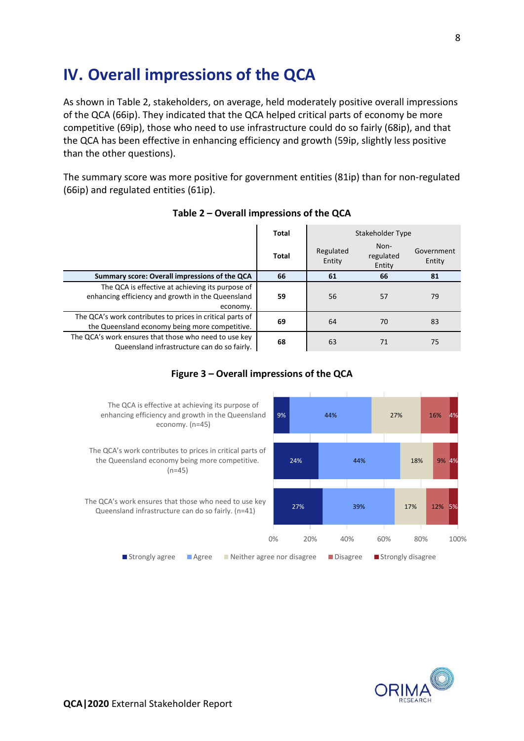# IV. Overall impressions of the QCA

As shown in Table 2, stakeholders, on average, held moderately positive overall impressions of the QCA (66ip). They indicated that the QCA helped critical parts of economy be more competitive (69ip), those who need to use infrastructure could do so fairly (68ip), and that the QCA has been effective in enhancing efficiency and growth (59ip, slightly less positive than the other questions).

The summary score was more positive for government entities (81ip) than for non-regulated (66ip) and regulated entities (61ip).

**Table 2 – Overall impressions of the QCA**

| | Total | Stakeholder Type | | |
|---|---|---|---|---|
| | **Total** | Regulated Entity | Non-regulated Entity | Government Entity |
| **Summary score: Overall impressions of the QCA** | **66** | **61** | **66** | **81** |
| The QCA is effective at achieving its purpose of enhancing efficiency and growth in the Queensland economy. | **59** | 56 | 57 | 79 |
| The QCA's work contributes to prices in critical parts of the Queensland economy being more competitive. | **69** | 64 | 70 | 83 |
| The QCA's work ensures that those who need to use key Queensland infrastructure can do so fairly. | **68** | 63 | 71 | 75 |

**Figure 3 – Overall impressions of the QCA**

| | Strongly agree | Agree | Neither agree nor disagree | Disagree | Strongly disagree |
|---|---|---|---|---|---|
| The QCA is effective at achieving its purpose of enhancing efficiency and growth in the Queensland economy. (n=45) | 9% | 44% | 27% | 16% | 4% |
| The QCA's work contributes to prices in critical parts of the Queensland economy being more competitive. (n=45) | 24% | 44% | 18% | 9% | 4% |
| The QCA's work ensures that those who need to use key Queensland infrastructure can do so fairly. (n=41) | 27% | 39% | 17% | 12% | 5% |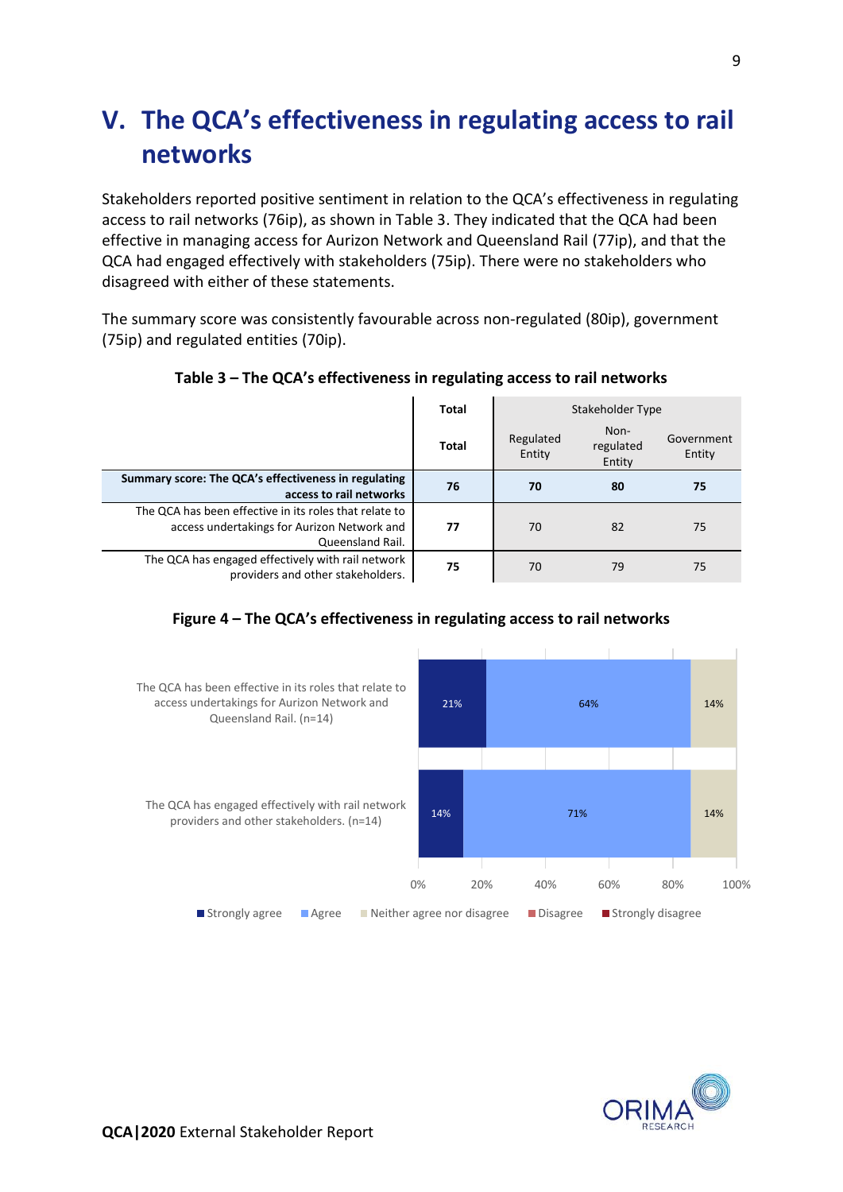# V. The QCA's effectiveness in regulating access to rail networks

Stakeholders reported positive sentiment in relation to the QCA's effectiveness in regulating access to rail networks (76ip), as shown in Table 3. They indicated that the QCA had been effective in managing access for Aurizon Network and Queensland Rail (77ip), and that the QCA had engaged effectively with stakeholders (75ip). There were no stakeholders who disagreed with either of these statements.

The summary score was consistently favourable across non-regulated (80ip), government (75ip) and regulated entities (70ip).

**Table 3 – The QCA's effectiveness in regulating access to rail networks**

| | Total | Stakeholder Type | | |
|---|---|---|---|---|
| | **Total** | Regulated Entity | Non-regulated Entity | Government Entity |
| **Summary score: The QCA's effectiveness in regulating access to rail networks** | **76** | **70** | **80** | **75** |
| The QCA has been effective in its roles that relate to access undertakings for Aurizon Network and Queensland Rail. | **77** | 70 | 82 | 75 |
| The QCA has engaged effectively with rail network providers and other stakeholders. | **75** | 70 | 79 | 75 |

**Figure 4 – The QCA's effectiveness in regulating access to rail networks**

| | Strongly agree | Agree | Neither agree nor disagree | Disagree | Strongly disagree |
|---|---|---|---|---|---|
| The QCA has been effective in its roles that relate to access undertakings for Aurizon Network and Queensland Rail. (n=14) | 21% | 64% | 14% | | |
| The QCA has engaged effectively with rail network providers and other stakeholders. (n=14) | 14% | 71% | 14% | | |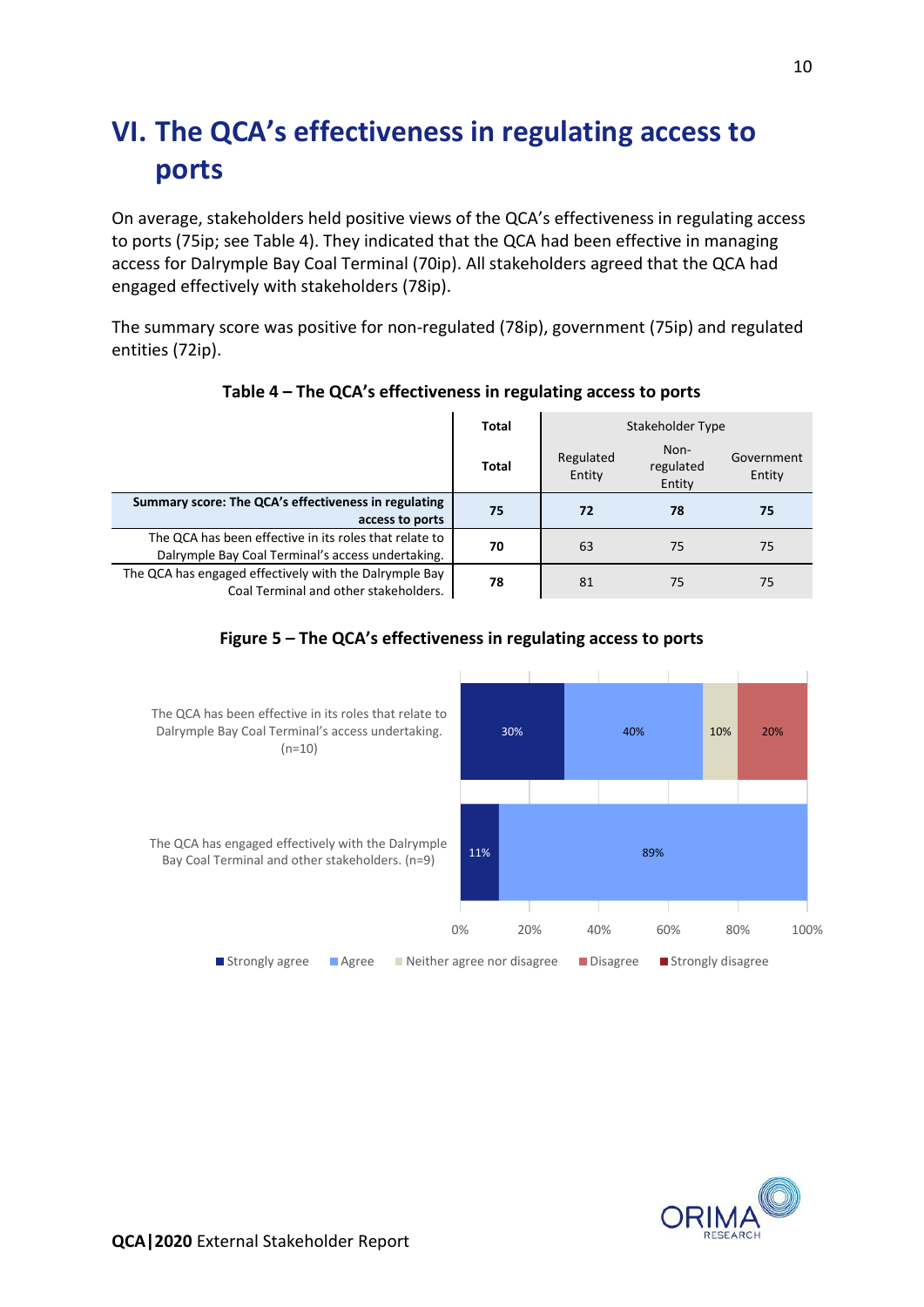# VI. The QCA's effectiveness in regulating access to ports

On average, stakeholders held positive views of the QCA's effectiveness in regulating access to ports (75ip; see Table 4). They indicated that the QCA had been effective in managing access for Dalrymple Bay Coal Terminal (70ip). All stakeholders agreed that the QCA had engaged effectively with stakeholders (78ip).

The summary score was positive for non-regulated (78ip), government (75ip) and regulated entities (72ip).

**Table 4 – The QCA's effectiveness in regulating access to ports**

| | Total | Stakeholder Type | | |
|---|---|---|---|---|
| | **Total** | Regulated Entity | Non-regulated Entity | Government Entity |
| **Summary score: The QCA's effectiveness in regulating access to ports** | **75** | **72** | **78** | **75** |
| The QCA has been effective in its roles that relate to Dalrymple Bay Coal Terminal's access undertaking. | **70** | 63 | 75 | 75 |
| The QCA has engaged effectively with the Dalrymple Bay Coal Terminal and other stakeholders. | **78** | 81 | 75 | 75 |

**Figure 5 – The QCA's effectiveness in regulating access to ports**

| | Strongly agree | Agree | Neither agree nor disagree | Disagree | Strongly disagree |
|---|---|---|---|---|---|
| The QCA has been effective in its roles that relate to Dalrymple Bay Coal Terminal's access undertaking. (n=10) | 30% | 40% | 10% | 20% | |
| The QCA has engaged effectively with the Dalrymple Bay Coal Terminal and other stakeholders. (n=9) | 11% | 89% | | | |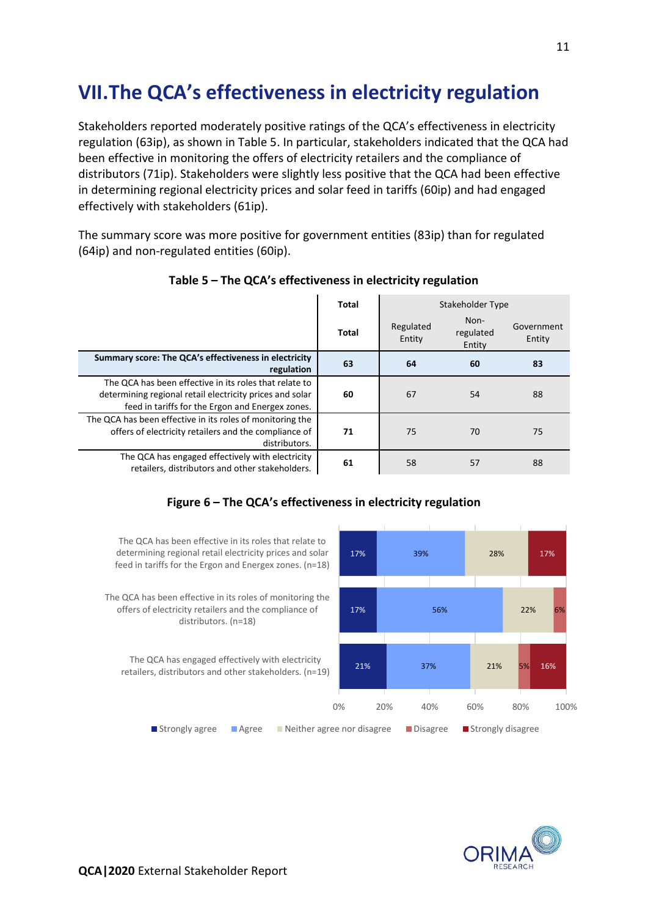## VII. The QCA's effectiveness in electricity regulation

Stakeholders reported moderately positive ratings of the QCA's effectiveness in electricity regulation (63ip), as shown in Table 5. In particular, stakeholders indicated that the QCA had been effective in monitoring the offers of electricity retailers and the compliance of distributors (71ip). Stakeholders were slightly less positive that the QCA had been effective in determining regional electricity prices and solar feed in tariffs (60ip) and had engaged effectively with stakeholders (61ip).

The summary score was more positive for government entities (83ip) than for regulated (64ip) and non-regulated entities (60ip).

**Table 5 – The QCA's effectiveness in electricity regulation**

| | Total | Stakeholder Type | | |
|---|---|---|---|---|
| | Total | Regulated Entity | Non-regulated Entity | Government Entity |
| **Summary score: The QCA's effectiveness in electricity regulation** | **63** | **64** | **60** | **83** |
| The QCA has been effective in its roles that relate to determining regional retail electricity prices and solar feed in tariffs for the Ergon and Energex zones. | **60** | 67 | 54 | 88 |
| The QCA has been effective in its roles of monitoring the offers of electricity retailers and the compliance of distributors. | **71** | 75 | 70 | 75 |
| The QCA has engaged effectively with electricity retailers, distributors and other stakeholders. | **61** | 58 | 57 | 88 |

**Figure 6 – The QCA's effectiveness in electricity regulation**

| | Strongly agree | Agree | Neither agree nor disagree | Disagree | Strongly disagree |
|---|---|---|---|---|---|
| The QCA has been effective in its roles that relate to determining regional retail electricity prices and solar feed in tariffs for the Ergon and Energex zones. (n=18) | 17% | 39% | 28% | | 17% |
| The QCA has been effective in its roles of monitoring the offers of electricity retailers and the compliance of distributors. (n=18) | 17% | 56% | 22% | 6% | |
| The QCA has engaged effectively with electricity retailers, distributors and other stakeholders. (n=19) | 21% | 37% | 21% | 5% | 16% |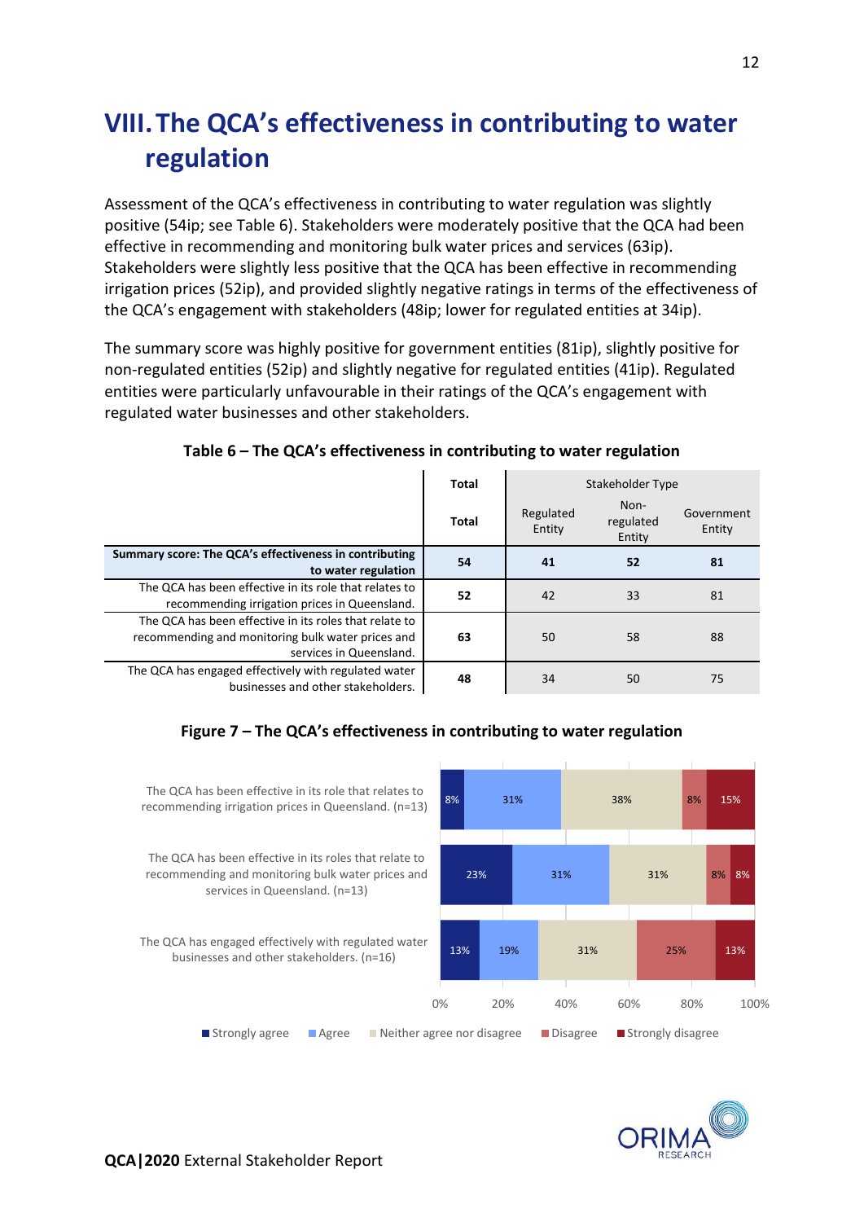# VIII. The QCA's effectiveness in contributing to water regulation

Assessment of the QCA's effectiveness in contributing to water regulation was slightly positive (54ip; see Table 6). Stakeholders were moderately positive that the QCA had been effective in recommending and monitoring bulk water prices and services (63ip). Stakeholders were slightly less positive that the QCA has been effective in recommending irrigation prices (52ip), and provided slightly negative ratings in terms of the effectiveness of the QCA's engagement with stakeholders (48ip; lower for regulated entities at 34ip).

The summary score was highly positive for government entities (81ip), slightly positive for non-regulated entities (52ip) and slightly negative for regulated entities (41ip). Regulated entities were particularly unfavourable in their ratings of the QCA's engagement with regulated water businesses and other stakeholders.

**Table 6 – The QCA's effectiveness in contributing to water regulation**

| | Total | Stakeholder Type | | |
|---|---|---|---|---|
| | Total | Regulated Entity | Non-regulated Entity | Government Entity |
| **Summary score: The QCA's effectiveness in contributing to water regulation** | **54** | **41** | **52** | **81** |
| The QCA has been effective in its role that relates to recommending irrigation prices in Queensland. | **52** | 42 | 33 | 81 |
| The QCA has been effective in its roles that relate to recommending and monitoring bulk water prices and services in Queensland. | **63** | 50 | 58 | 88 |
| The QCA has engaged effectively with regulated water businesses and other stakeholders. | **48** | 34 | 50 | 75 |

**Figure 7 – The QCA's effectiveness in contributing to water regulation**

| | Strongly agree | Agree | Neither agree nor disagree | Disagree | Strongly disagree |
|---|---|---|---|---|---|
| The QCA has been effective in its role that relates to recommending irrigation prices in Queensland. (n=13) | 8% | 31% | 38% | 8% | 15% |
| The QCA has been effective in its roles that relate to recommending and monitoring bulk water prices and services in Queensland. (n=13) | 23% | 31% | 31% | 8% | 8% |
| The QCA has engaged effectively with regulated water businesses and other stakeholders. (n=16) | 13% | 19% | 31% | 25% | 13% |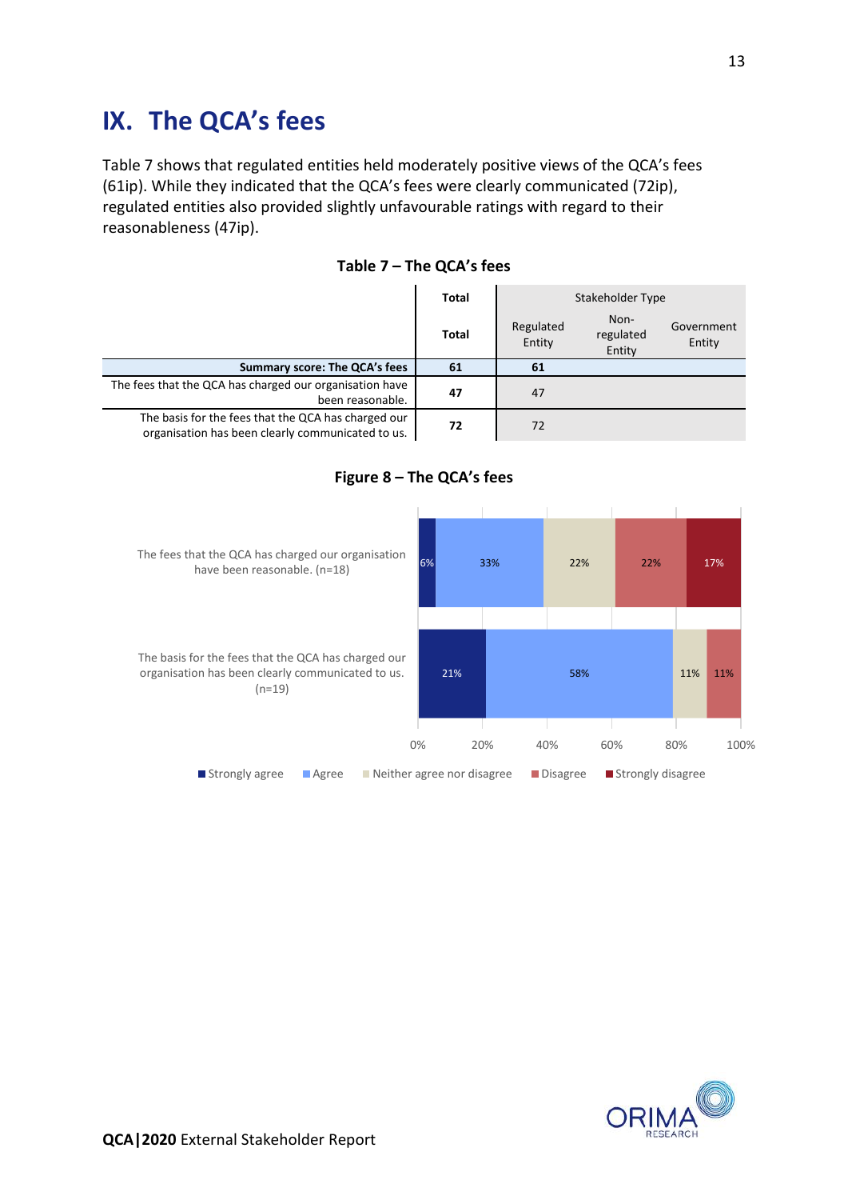# IX. The QCA's fees

Table 7 shows that regulated entities held moderately positive views of the QCA's fees (61ip). While they indicated that the QCA's fees were clearly communicated (72ip), regulated entities also provided slightly unfavourable ratings with regard to their reasonableness (47ip).

**Table 7 – The QCA's fees**

| | Total | Stakeholder Type | | |
|---|---|---|---|---|
| | Total | Regulated Entity | Non-regulated Entity | Government Entity |
| **Summary score: The QCA's fees** | **61** | **61** | | |
| The fees that the QCA has charged our organisation have been reasonable. | **47** | 47 | | |
| The basis for the fees that the QCA has charged our organisation has been clearly communicated to us. | **72** | 72 | | |

**Figure 8 – The QCA's fees**

| | Strongly agree | Agree | Neither agree nor disagree | Disagree | Strongly disagree |
|---|---|---|---|---|---|
| The fees that the QCA has charged our organisation have been reasonable. (n=18) | 6% | 33% | 22% | 22% | 17% |
| The basis for the fees that the QCA has charged our organisation has been clearly communicated to us. (n=19) | 21% | 58% | 11% | 11% | |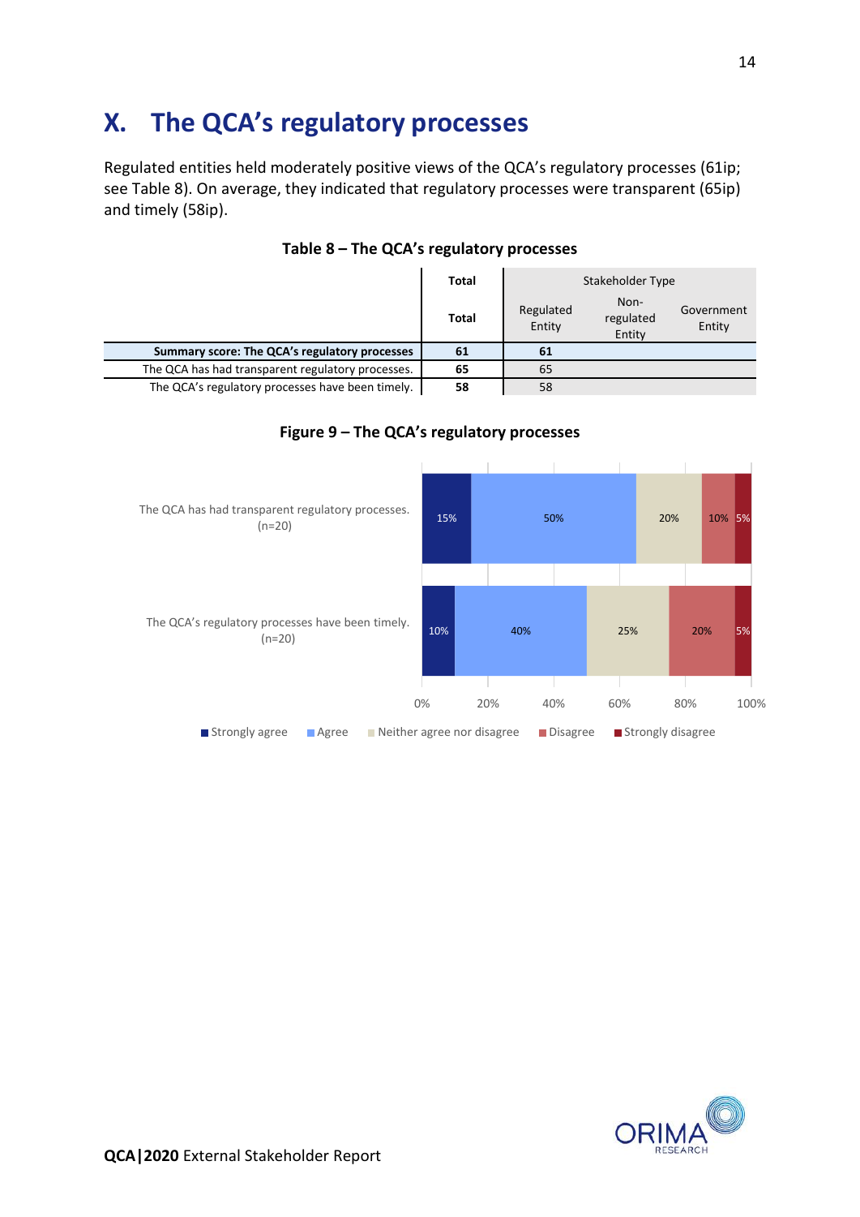# X. The QCA's regulatory processes

Regulated entities held moderately positive views of the QCA's regulatory processes (61ip; see Table 8). On average, they indicated that regulatory processes were transparent (65ip) and timely (58ip).

**Table 8 – The QCA's regulatory processes**

| | Total | Stakeholder Type | | |
|---|---|---|---|---|
| | Total | Regulated Entity | Non-regulated Entity | Government Entity |
| **Summary score: The QCA's regulatory processes** | **61** | 61 | | |
| The QCA has had transparent regulatory processes. | **65** | 65 | | |
| The QCA's regulatory processes have been timely. | **58** | 58 | | |

**Figure 9 – The QCA's regulatory processes**

| | Strongly agree | Agree | Neither agree nor disagree | Disagree | Strongly disagree |
|---|---|---|---|---|---|
| The QCA has had transparent regulatory processes. (n=20) | 15% | 50% | 20% | 10% | 5% |
| The QCA's regulatory processes have been timely. (n=20) | 10% | 40% | 25% | 20% | 5% |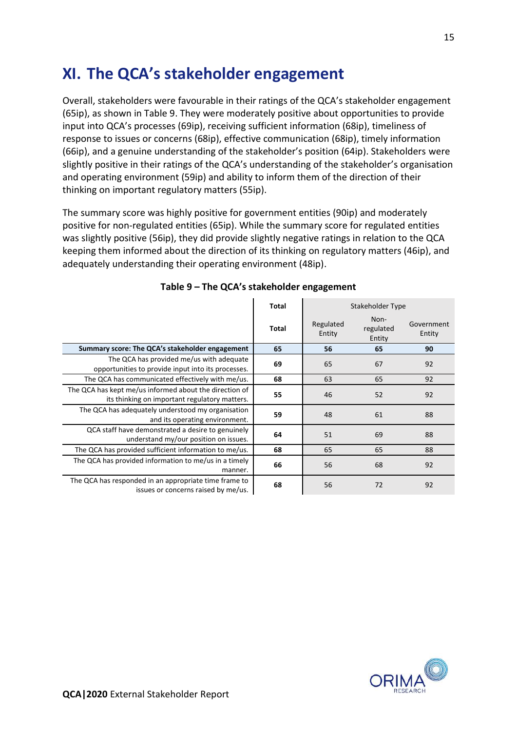# XI. The QCA's stakeholder engagement

Overall, stakeholders were favourable in their ratings of the QCA's stakeholder engagement (65ip), as shown in Table 9. They were moderately positive about opportunities to provide input into QCA's processes (69ip), receiving sufficient information (68ip), timeliness of response to issues or concerns (68ip), effective communication (68ip), timely information (66ip), and a genuine understanding of the stakeholder's position (64ip). Stakeholders were slightly positive in their ratings of the QCA's understanding of the stakeholder's organisation and operating environment (59ip) and ability to inform them of the direction of their thinking on important regulatory matters (55ip).

The summary score was highly positive for government entities (90ip) and moderately positive for non-regulated entities (65ip). While the summary score for regulated entities was slightly positive (56ip), they did provide slightly negative ratings in relation to the QCA keeping them informed about the direction of its thinking on regulatory matters (46ip), and adequately understanding their operating environment (48ip).

**Table 9 – The QCA's stakeholder engagement**

| | Total | Stakeholder Type | | |
|---|---|---|---|---|
| | Total | Regulated Entity | Non-regulated Entity | Government Entity |
| **Summary score: The QCA's stakeholder engagement** | **65** | **56** | **65** | **90** |
| The QCA has provided me/us with adequate opportunities to provide input into its processes. | **69** | 65 | 67 | 92 |
| The QCA has communicated effectively with me/us. | **68** | 63 | 65 | 92 |
| The QCA has kept me/us informed about the direction of its thinking on important regulatory matters. | **55** | 46 | 52 | 92 |
| The QCA has adequately understood my organisation and its operating environment. | **59** | 48 | 61 | 88 |
| QCA staff have demonstrated a desire to genuinely understand my/our position on issues. | **64** | 51 | 69 | 88 |
| The QCA has provided sufficient information to me/us. | **68** | 65 | 65 | 88 |
| The QCA has provided information to me/us in a timely manner. | **66** | 56 | 68 | 92 |
| The QCA has responded in an appropriate time frame to issues or concerns raised by me/us. | **68** | 56 | 72 | 92 |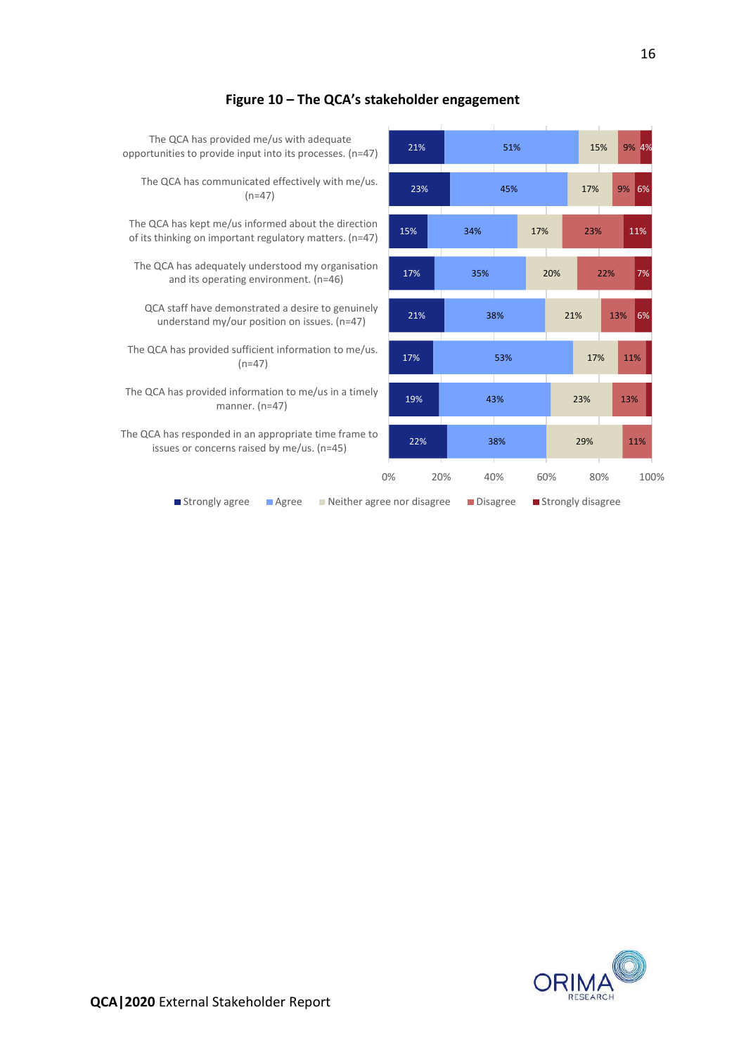**Figure 10 – The QCA's stakeholder engagement**

| Statement | Strongly agree | Agree | Neither agree nor disagree | Disagree | Strongly disagree |
|---|---|---|---|---|---|
| The QCA has provided me/us with adequate opportunities to provide input into its processes. (n=47) | 21% | 51% | 15% | 9% | 4% |
| The QCA has communicated effectively with me/us. (n=47) | 23% | 45% | 17% | 9% | 6% |
| The QCA has kept me/us informed about the direction of its thinking on important regulatory matters. (n=47) | 15% | 34% | 17% | 23% | 11% |
| The QCA has adequately understood my organisation and its operating environment. (n=46) | 17% | 35% | 20% | 22% | 7% |
| QCA staff have demonstrated a desire to genuinely understand my/our position on issues. (n=47) | 21% | 38% | 21% | 13% | 6% |
| The QCA has provided sufficient information to me/us. (n=47) | 17% | 53% | 17% | 11% | |
| The QCA has provided information to me/us in a timely manner. (n=47) | 19% | 43% | 23% | 13% | |
| The QCA has responded in an appropriate time frame to issues or concerns raised by me/us. (n=45) | 22% | 38% | 29% | 11% | |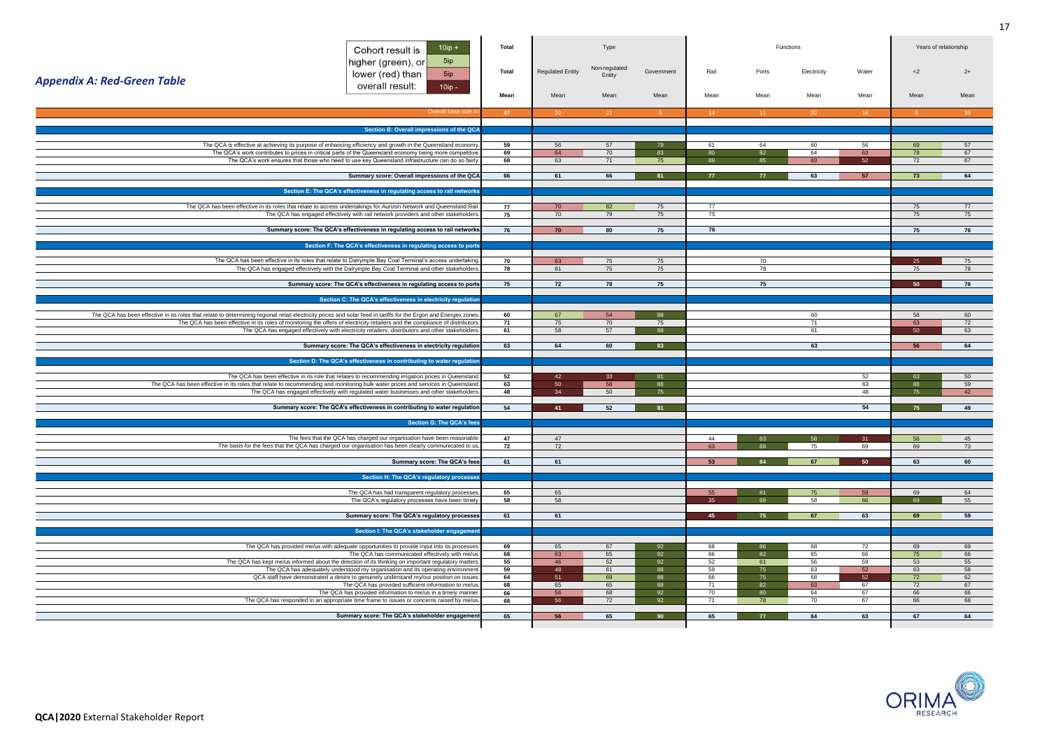## Appendix A: Red-Green Table

Cohort result is higher (green), or lower (red) than overall result: 10ip + / 5ip / 5ip / 10ip -

| | Total | Type | | | Functions | | | | Years of relationship | |
|---|---|---|---|---|---|---|---|---|---|---|
| | Total | Regulated Entity | Non-regulated Entity | Government | Rail | Ports | Electricity | Water | <2 | 2+ |
| | Mean | Mean | Mean | Mean | Mean | Mean | Mean | Mean | Mean | Mean |
| Overall base size n= | 47 | 20 | 21 | 6 | 14 | 11 | 20 | 16 | 8 | 39 |
| **Section B: Overall impressions of the QCA** | | | | | | | | | | |
| The QCA is effective at achieving its purpose of enhancing efficiency and growth in the Queensland economy. | 59 | 56 | 57 | 79 | 61 | 64 | 60 | 56 | 69 | 57 |
| The QCA's work contributes to prices in critical parts of the Queensland economy being more competitive. | 69 | 64 | 70 | 83 | 80 | 82 | 64 | 63 | 78 | 67 |
| The QCA's work ensures that those who need to use key Queensland infrastructure can do so fairly. | 68 | 63 | 71 | 75 | 89 | 85 | 63 | 52 | 72 | 67 |
| **Summary score: Overall impressions of the QCA** | 66 | 61 | 66 | 81 | 77 | 77 | 63 | 57 | 73 | 64 |
| **Section E: The QCA's effectiveness in regulating access to rail networks** | | | | | | | | | | |
| The QCA has been effective in its roles that relate to access undertakings for Aurizon Network and Queensland Rail. | 77 | 70 | 82 | 75 | 77 | | | | 75 | 77 |
| The QCA has engaged effectively with rail network providers and other stakeholders. | 75 | 70 | 79 | 75 | 75 | | | | 75 | 75 |
| **Summary score: The QCA's effectiveness in regulating access to rail networks** | 76 | 70 | 80 | 75 | 76 | | | | 75 | 76 |
| **Section F: The QCA's effectiveness in regulating access to ports** | | | | | | | | | | |
| The QCA has been effective in its roles that relate to Dalrymple Bay Coal Terminal's access undertaking. | 70 | 63 | 75 | 75 | | 70 | | | 25 | 75 |
| The QCA has engaged effectively with the Dalrymple Bay Coal Terminal and other stakeholders. | 78 | 81 | 75 | 75 | | 78 | | | 75 | 78 |
| **Summary score: The QCA's effectiveness in regulating access to ports** | 75 | 72 | 78 | 75 | | 75 | | | 50 | 78 |
| **Section C: The QCA's effectiveness in electricity regulation** | | | | | | | | | | |
| The QCA has been effective in its roles that relate to determining regional retail electricity prices and solar feed in tariffs for the Ergon and Energex zones. | 60 | 67 | 54 | 88 | | | 60 | | 58 | 60 |
| The QCA has been effective in its roles of monitoring the offers of electricity retailers and the compliance of distributors. | 71 | 75 | 70 | 75 | | | 71 | | 63 | 72 |
| The QCA has engaged effectively with electricity retailers, distributors and other stakeholders. | 61 | 58 | 57 | 88 | | | 61 | | 50 | 63 |
| **Summary score: The QCA's effectiveness in electricity regulation** | 63 | 64 | 60 | 83 | | | 63 | | 56 | 64 |
| **Section D: The QCA's effectiveness in contributing to water regulation** | | | | | | | | | | |
| The QCA has been effective in its role that relates to recommending irrigation prices in Queensland. | 52 | 42 | 33 | 81 | | | | 52 | 63 | 50 |
| The QCA has been effective in its roles that relate to recommending and monitoring bulk water prices and services in Queensland. | 63 | 50 | 58 | 88 | | | | 63 | 88 | 59 |
| The QCA has engaged effectively with regulated water businesses and other stakeholders. | 48 | 34 | 50 | 75 | | | | 48 | 75 | 42 |
| **Summary score: The QCA's effectiveness in contributing to water regulation** | 54 | 41 | 52 | 81 | | | | 54 | 75 | 49 |
| **Section G: The QCA's fees** | | | | | | | | | | |
| The fees that the QCA has charged our organisation have been reasonable. | 47 | 47 | | | 44 | 83 | 58 | 31 | 56 | 45 |
| The basis for the fees that the QCA has charged our organisation has been clearly communicated to us. | 72 | 72 | | | 63 | 88 | 75 | 69 | 69 | 73 |
| **Summary score: The QCA's fees** | 61 | 61 | | | 53 | 84 | 67 | 50 | 63 | 60 |
| **Section H: The QCA's regulatory processes** | | | | | | | | | | |
| The QCA has had transparent regulatory processes. | 65 | 65 | | | 55 | 81 | 75 | 59 | 69 | 64 |
| The QCA's regulatory processes have been timely. | 58 | 58 | | | 35 | 69 | 58 | 66 | 69 | 55 |
| **Summary score: The QCA's regulatory processes** | 61 | 61 | | | 45 | 75 | 67 | 63 | 69 | 59 |
| **Section I: The QCA's stakeholder engagement** | | | | | | | | | | |
| The QCA has provided me/us with adequate opportunities to provide input into its processes. | 69 | 65 | 67 | 92 | 68 | 86 | 68 | 72 | 69 | 69 |
| The QCA has communicated effectively with me/us. | 68 | 63 | 65 | 92 | 66 | 82 | 65 | 66 | 75 | 66 |
| The QCA has kept me/us informed about the direction of its thinking on important regulatory matters. | 55 | 46 | 52 | 92 | 52 | 61 | 56 | 59 | 53 | 55 |
| The QCA has adequately understood my organisation and its operating environment. | 59 | 48 | 61 | 88 | 59 | 75 | 63 | 52 | 63 | 58 |
| QCA staff have demonstrated a desire to genuinely understand my/our position on issues. | 64 | 51 | 69 | 88 | 66 | 75 | 68 | 52 | 72 | 62 |
| The QCA has provided sufficient information to me/us. | 68 | 65 | 65 | 88 | 71 | 82 | 63 | 67 | 72 | 67 |
| The QCA has provided information to me/us in a timely manner. | 66 | 56 | 68 | 92 | 70 | 80 | 64 | 67 | 66 | 66 |
| The QCA has responded in an appropriate time frame to issues or concerns raised by me/us. | 68 | 56 | 72 | 92 | 71 | 78 | 70 | 67 | 66 | 68 |
| **Summary score: The QCA's stakeholder engagement** | 65 | 56 | 65 | 90 | 65 | 77 | 64 | 63 | 67 | 64 |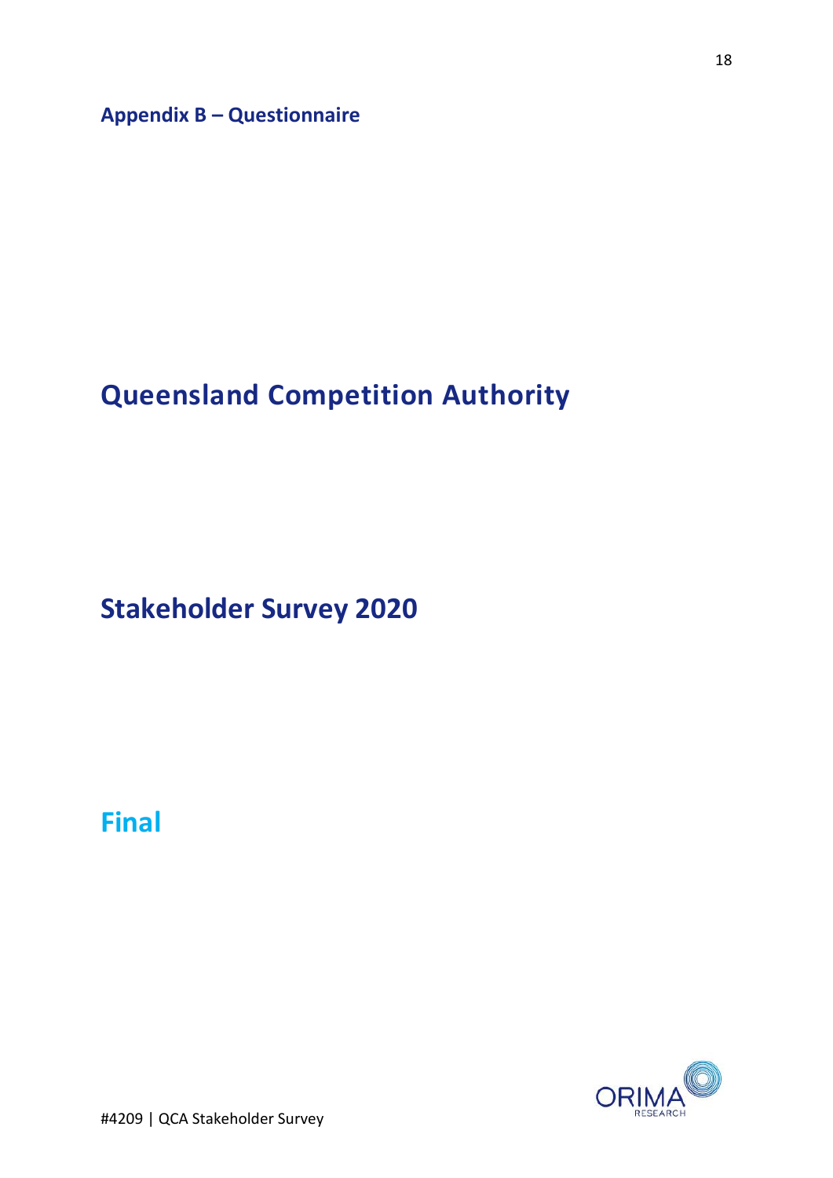## Appendix B – Questionnaire

# Queensland Competition Authority

# Stakeholder Survey 2020

## Final

#4209 | QCA Stakeholder Survey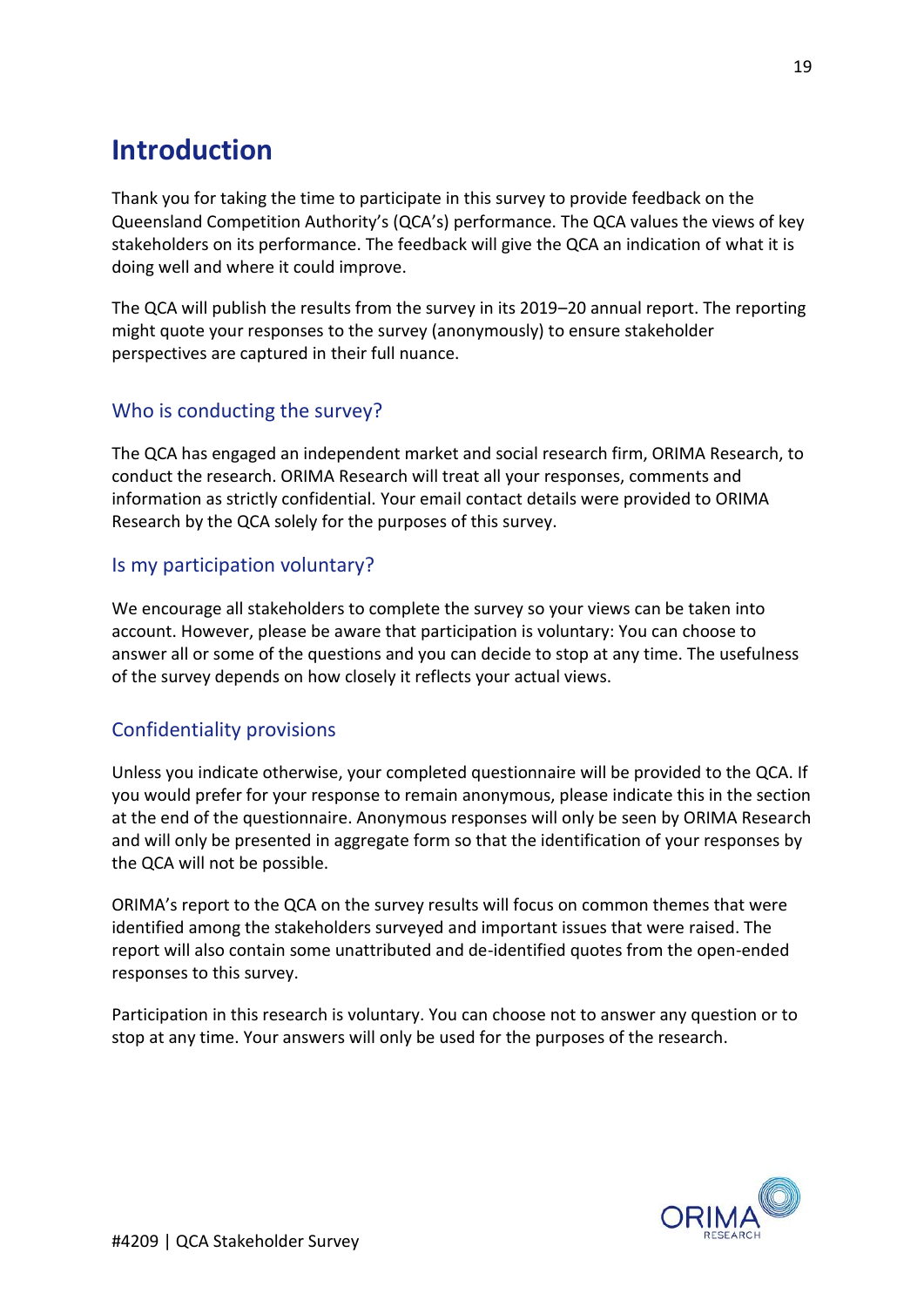# Introduction

Thank you for taking the time to participate in this survey to provide feedback on the Queensland Competition Authority's (QCA's) performance. The QCA values the views of key stakeholders on its performance. The feedback will give the QCA an indication of what it is doing well and where it could improve.

The QCA will publish the results from the survey in its 2019–20 annual report. The reporting might quote your responses to the survey (anonymously) to ensure stakeholder perspectives are captured in their full nuance.

## Who is conducting the survey?

The QCA has engaged an independent market and social research firm, ORIMA Research, to conduct the research. ORIMA Research will treat all your responses, comments and information as strictly confidential. Your email contact details were provided to ORIMA Research by the QCA solely for the purposes of this survey.

## Is my participation voluntary?

We encourage all stakeholders to complete the survey so your views can be taken into account. However, please be aware that participation is voluntary: You can choose to answer all or some of the questions and you can decide to stop at any time. The usefulness of the survey depends on how closely it reflects your actual views.

## Confidentiality provisions

Unless you indicate otherwise, your completed questionnaire will be provided to the QCA. If you would prefer for your response to remain anonymous, please indicate this in the section at the end of the questionnaire. Anonymous responses will only be seen by ORIMA Research and will only be presented in aggregate form so that the identification of your responses by the QCA will not be possible.

ORIMA's report to the QCA on the survey results will focus on common themes that were identified among the stakeholders surveyed and important issues that were raised. The report will also contain some unattributed and de-identified quotes from the open-ended responses to this survey.

Participation in this research is voluntary. You can choose not to answer any question or to stop at any time. Your answers will only be used for the purposes of the research.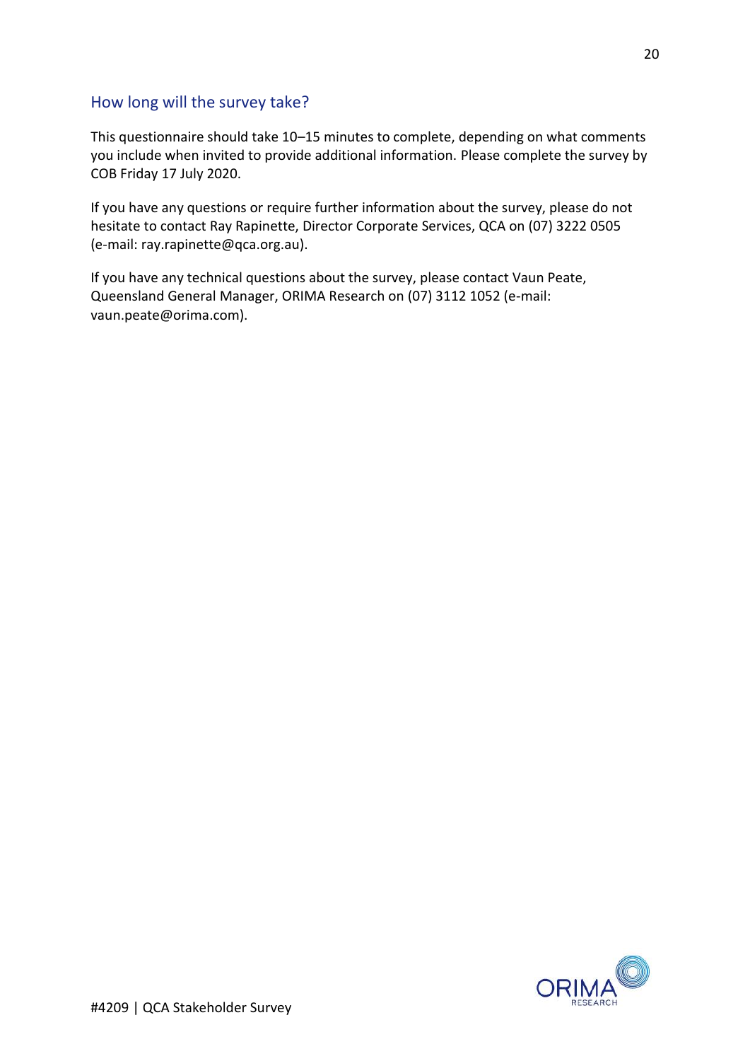## How long will the survey take?

This questionnaire should take 10–15 minutes to complete, depending on what comments you include when invited to provide additional information. Please complete the survey by COB Friday 17 July 2020.

If you have any questions or require further information about the survey, please do not hesitate to contact Ray Rapinette, Director Corporate Services, QCA on (07) 3222 0505 (e-mail: ray.rapinette@qca.org.au).

If you have any technical questions about the survey, please contact Vaun Peate, Queensland General Manager, ORIMA Research on (07) 3112 1052 (e-mail: vaun.peate@orima.com).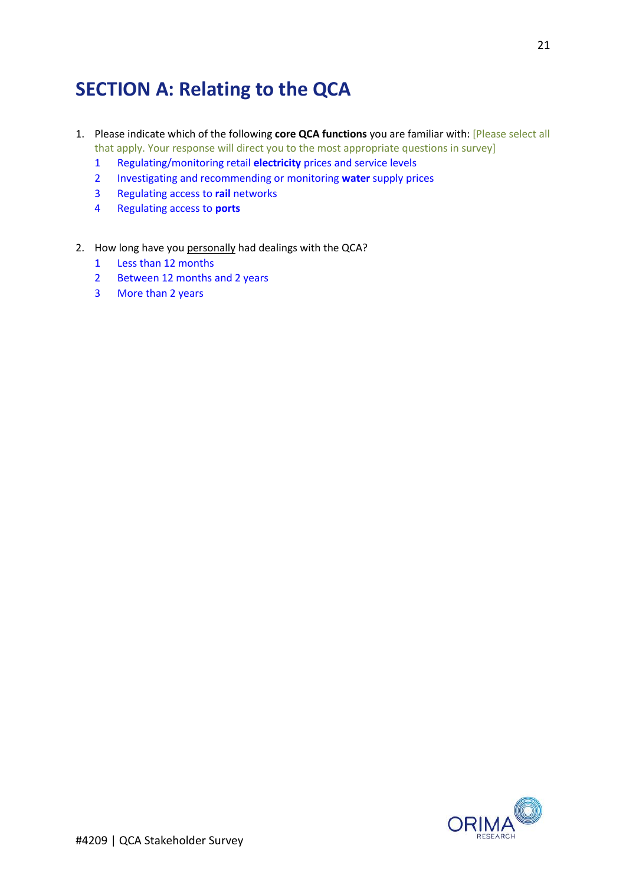# SECTION A: Relating to the QCA

1. Please indicate which of the following **core QCA functions** you are familiar with: [Please select all that apply. Your response will direct you to the most appropriate questions in survey]
   1. Regulating/monitoring retail **electricity** prices and service levels
   2. Investigating and recommending or monitoring **water** supply prices
   3. Regulating access to **rail** networks
   4. Regulating access to **ports**

2. How long have you personally had dealings with the QCA?
   1. Less than 12 months
   2. Between 12 months and 2 years
   3. More than 2 years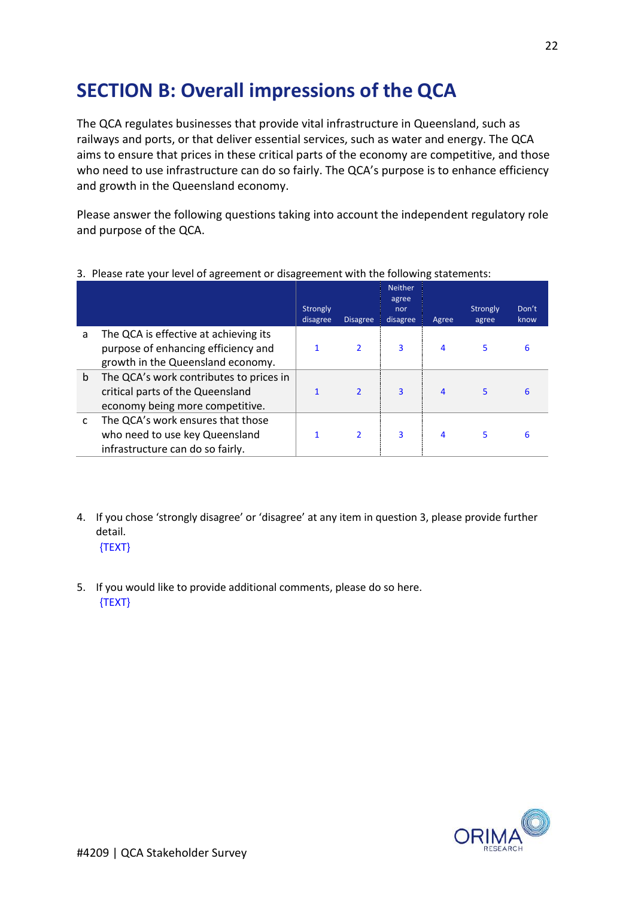## SECTION B: Overall impressions of the QCA

The QCA regulates businesses that provide vital infrastructure in Queensland, such as railways and ports, or that deliver essential services, such as water and energy. The QCA aims to ensure that prices in these critical parts of the economy are competitive, and those who need to use infrastructure can do so fairly. The QCA's purpose is to enhance efficiency and growth in the Queensland economy.

Please answer the following questions taking into account the independent regulatory role and purpose of the QCA.

3. Please rate your level of agreement or disagreement with the following statements:

| | | Strongly disagree | Disagree | Neither agree nor disagree | Agree | Strongly agree | Don't know |
|---|---|---|---|---|---|---|---|
| a | The QCA is effective at achieving its purpose of enhancing efficiency and growth in the Queensland economy. | 1 | 2 | 3 | 4 | 5 | 6 |
| b | The QCA's work contributes to prices in critical parts of the Queensland economy being more competitive. | 1 | 2 | 3 | 4 | 5 | 6 |
| c | The QCA's work ensures that those who need to use key Queensland infrastructure can do so fairly. | 1 | 2 | 3 | 4 | 5 | 6 |

4. If you chose 'strongly disagree' or 'disagree' at any item in question 3, please provide further detail.
   {TEXT}

5. If you would like to provide additional comments, please do so here.
   {TEXT}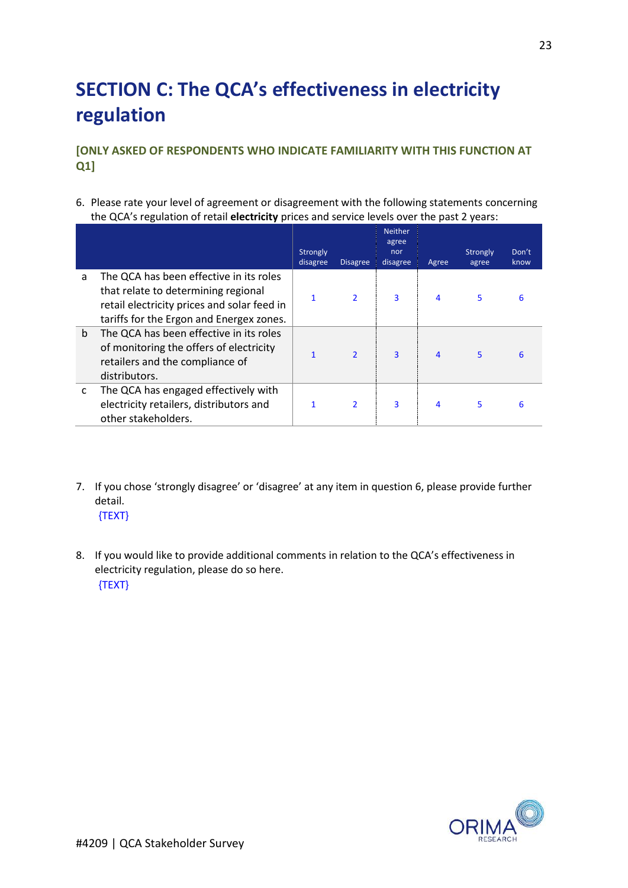# SECTION C: The QCA's effectiveness in electricity regulation

**[ONLY ASKED OF RESPONDENTS WHO INDICATE FAMILIARITY WITH THIS FUNCTION AT Q1]**

6. Please rate your level of agreement or disagreement with the following statements concerning the QCA's regulation of retail **electricity** prices and service levels over the past 2 years:

| | | Strongly disagree | Disagree | Neither agree nor disagree | Agree | Strongly agree | Don't know |
|---|---|---|---|---|---|---|---|
| a | The QCA has been effective in its roles that relate to determining regional retail electricity prices and solar feed in tariffs for the Ergon and Energex zones. | 1 | 2 | 3 | 4 | 5 | 6 |
| b | The QCA has been effective in its roles of monitoring the offers of electricity retailers and the compliance of distributors. | 1 | 2 | 3 | 4 | 5 | 6 |
| c | The QCA has engaged effectively with electricity retailers, distributors and other stakeholders. | 1 | 2 | 3 | 4 | 5 | 6 |

7. If you chose 'strongly disagree' or 'disagree' at any item in question 6, please provide further detail.
   {TEXT}

8. If you would like to provide additional comments in relation to the QCA's effectiveness in electricity regulation, please do so here.
   {TEXT}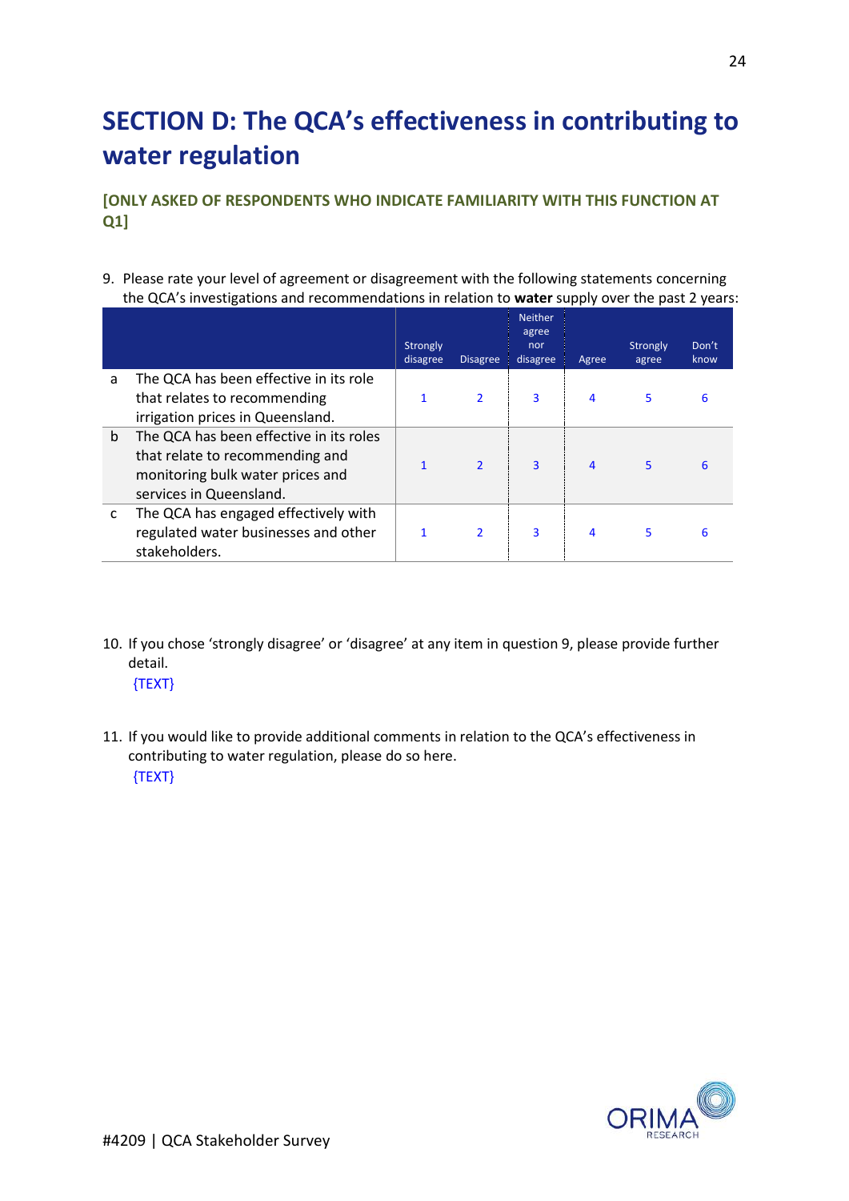# SECTION D: The QCA's effectiveness in contributing to water regulation

**[ONLY ASKED OF RESPONDENTS WHO INDICATE FAMILIARITY WITH THIS FUNCTION AT Q1]**

9. Please rate your level of agreement or disagreement with the following statements concerning the QCA's investigations and recommendations in relation to **water** supply over the past 2 years:

| | | Strongly disagree | Disagree | Neither agree nor disagree | Agree | Strongly agree | Don't know |
|---|---|---|---|---|---|---|---|
| a | The QCA has been effective in its role that relates to recommending irrigation prices in Queensland. | 1 | 2 | 3 | 4 | 5 | 6 |
| b | The QCA has been effective in its roles that relate to recommending and monitoring bulk water prices and services in Queensland. | 1 | 2 | 3 | 4 | 5 | 6 |
| c | The QCA has engaged effectively with regulated water businesses and other stakeholders. | 1 | 2 | 3 | 4 | 5 | 6 |

10. If you chose 'strongly disagree' or 'disagree' at any item in question 9, please provide further detail.
    {TEXT}

11. If you would like to provide additional comments in relation to the QCA's effectiveness in contributing to water regulation, please do so here.
    {TEXT}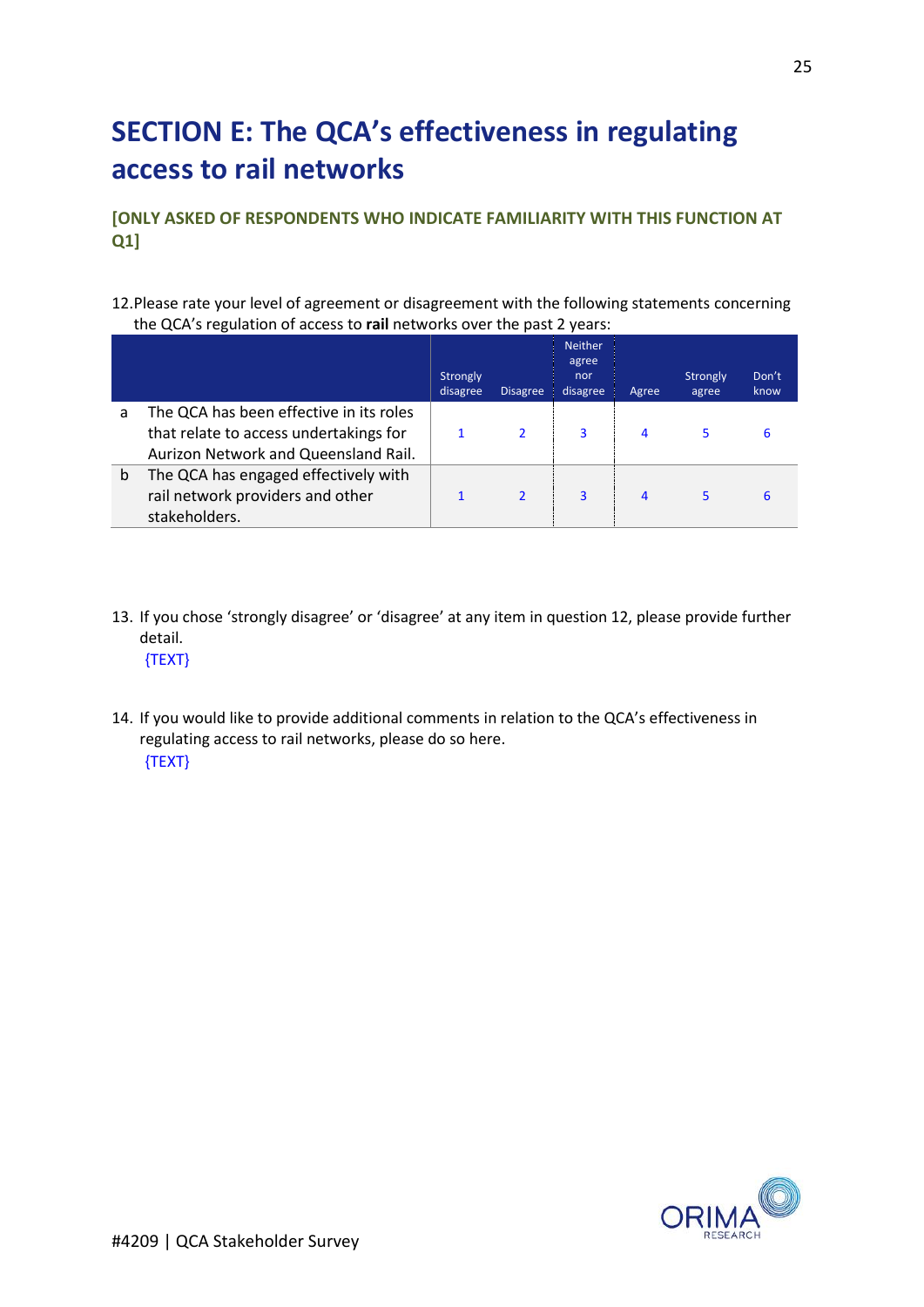# SECTION E: The QCA's effectiveness in regulating access to rail networks

**[ONLY ASKED OF RESPONDENTS WHO INDICATE FAMILIARITY WITH THIS FUNCTION AT Q1]**

12. Please rate your level of agreement or disagreement with the following statements concerning the QCA's regulation of access to **rail** networks over the past 2 years:

| | | Strongly disagree | Disagree | Neither agree nor disagree | Agree | Strongly agree | Don't know |
|---|---|---|---|---|---|---|---|
| a | The QCA has been effective in its roles that relate to access undertakings for Aurizon Network and Queensland Rail. | 1 | 2 | 3 | 4 | 5 | 6 |
| b | The QCA has engaged effectively with rail network providers and other stakeholders. | 1 | 2 | 3 | 4 | 5 | 6 |

13. If you chose 'strongly disagree' or 'disagree' at any item in question 12, please provide further detail.
    {TEXT}

14. If you would like to provide additional comments in relation to the QCA's effectiveness in regulating access to rail networks, please do so here.
    {TEXT}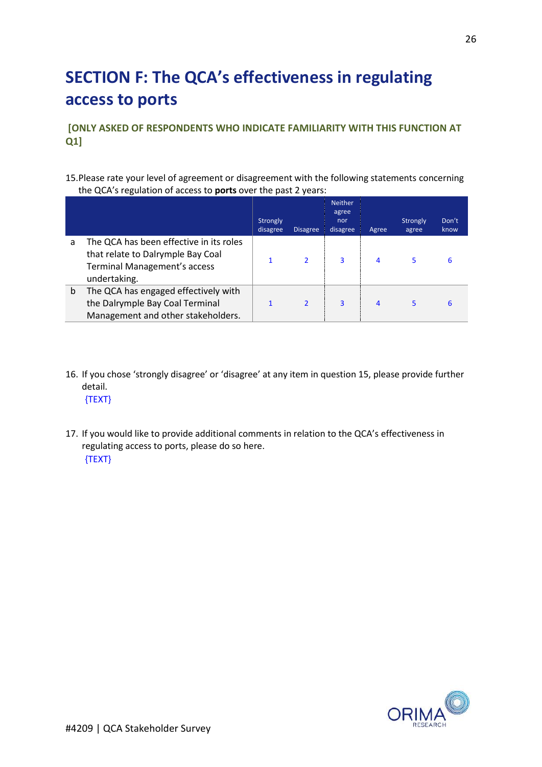# SECTION F: The QCA's effectiveness in regulating access to ports

**[ONLY ASKED OF RESPONDENTS WHO INDICATE FAMILIARITY WITH THIS FUNCTION AT Q1]**

15. Please rate your level of agreement or disagreement with the following statements concerning the QCA's regulation of access to **ports** over the past 2 years:

| | | Strongly disagree | Disagree | Neither agree nor disagree | Agree | Strongly agree | Don't know |
|---|---|---|---|---|---|---|---|
| a | The QCA has been effective in its roles that relate to Dalrymple Bay Coal Terminal Management's access undertaking. | 1 | 2 | 3 | 4 | 5 | 6 |
| b | The QCA has engaged effectively with the Dalrymple Bay Coal Terminal Management and other stakeholders. | 1 | 2 | 3 | 4 | 5 | 6 |

16. If you chose 'strongly disagree' or 'disagree' at any item in question 15, please provide further detail.
    {TEXT}

17. If you would like to provide additional comments in relation to the QCA's effectiveness in regulating access to ports, please do so here.
    {TEXT}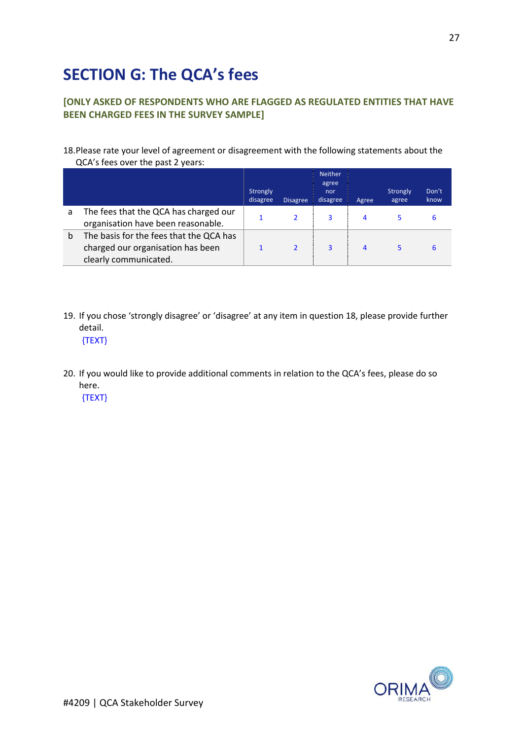# SECTION G: The QCA's fees

**[ONLY ASKED OF RESPONDENTS WHO ARE FLAGGED AS REGULATED ENTITIES THAT HAVE BEEN CHARGED FEES IN THE SURVEY SAMPLE]**

18. Please rate your level of agreement or disagreement with the following statements about the QCA's fees over the past 2 years:

| | | Strongly disagree | Disagree | Neither agree nor disagree | Agree | Strongly agree | Don't know |
|---|---|---|---|---|---|---|---|
| a | The fees that the QCA has charged our organisation have been reasonable. | 1 | 2 | 3 | 4 | 5 | 6 |
| b | The basis for the fees that the QCA has charged our organisation has been clearly communicated. | 1 | 2 | 3 | 4 | 5 | 6 |

19. If you chose 'strongly disagree' or 'disagree' at any item in question 18, please provide further detail.
    {TEXT}

20. If you would like to provide additional comments in relation to the QCA's fees, please do so here.
    {TEXT}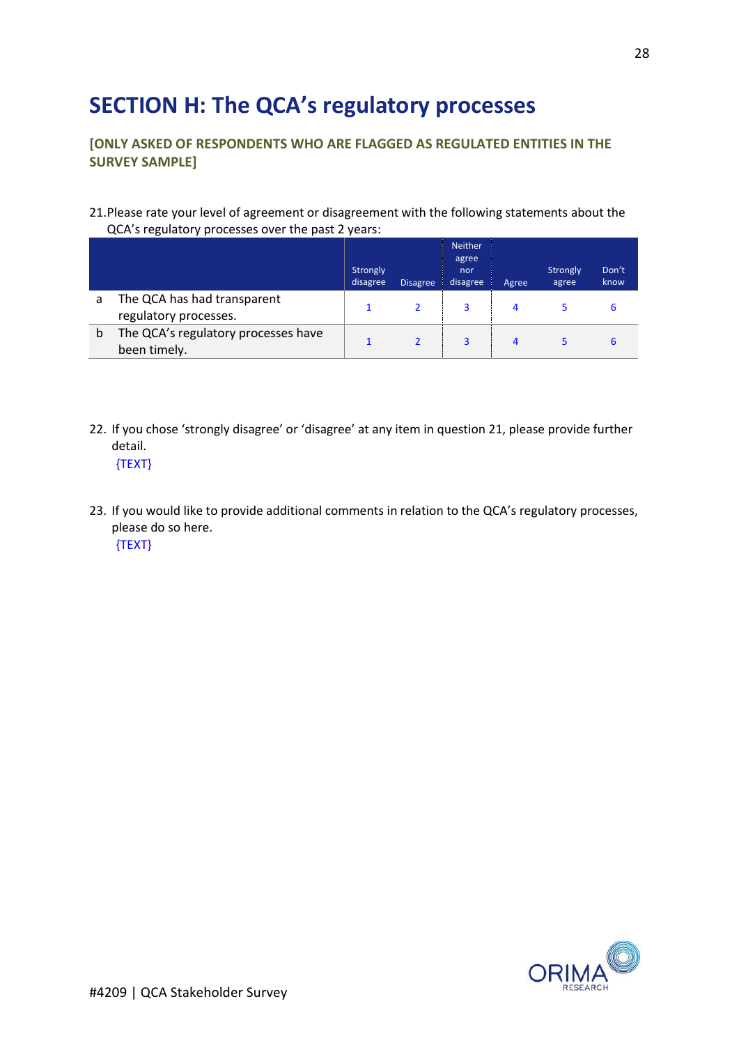# SECTION H: The QCA's regulatory processes

**[ONLY ASKED OF RESPONDENTS WHO ARE FLAGGED AS REGULATED ENTITIES IN THE SURVEY SAMPLE]**

21. Please rate your level of agreement or disagreement with the following statements about the QCA's regulatory processes over the past 2 years:

| | | Strongly disagree | Disagree | Neither agree nor disagree | Agree | Strongly agree | Don't know |
|---|---|---|---|---|---|---|---|
| a | The QCA has had transparent regulatory processes. | 1 | 2 | 3 | 4 | 5 | 6 |
| b | The QCA's regulatory processes have been timely. | 1 | 2 | 3 | 4 | 5 | 6 |

22. If you chose 'strongly disagree' or 'disagree' at any item in question 21, please provide further detail.
    {TEXT}

23. If you would like to provide additional comments in relation to the QCA's regulatory processes, please do so here.
    {TEXT}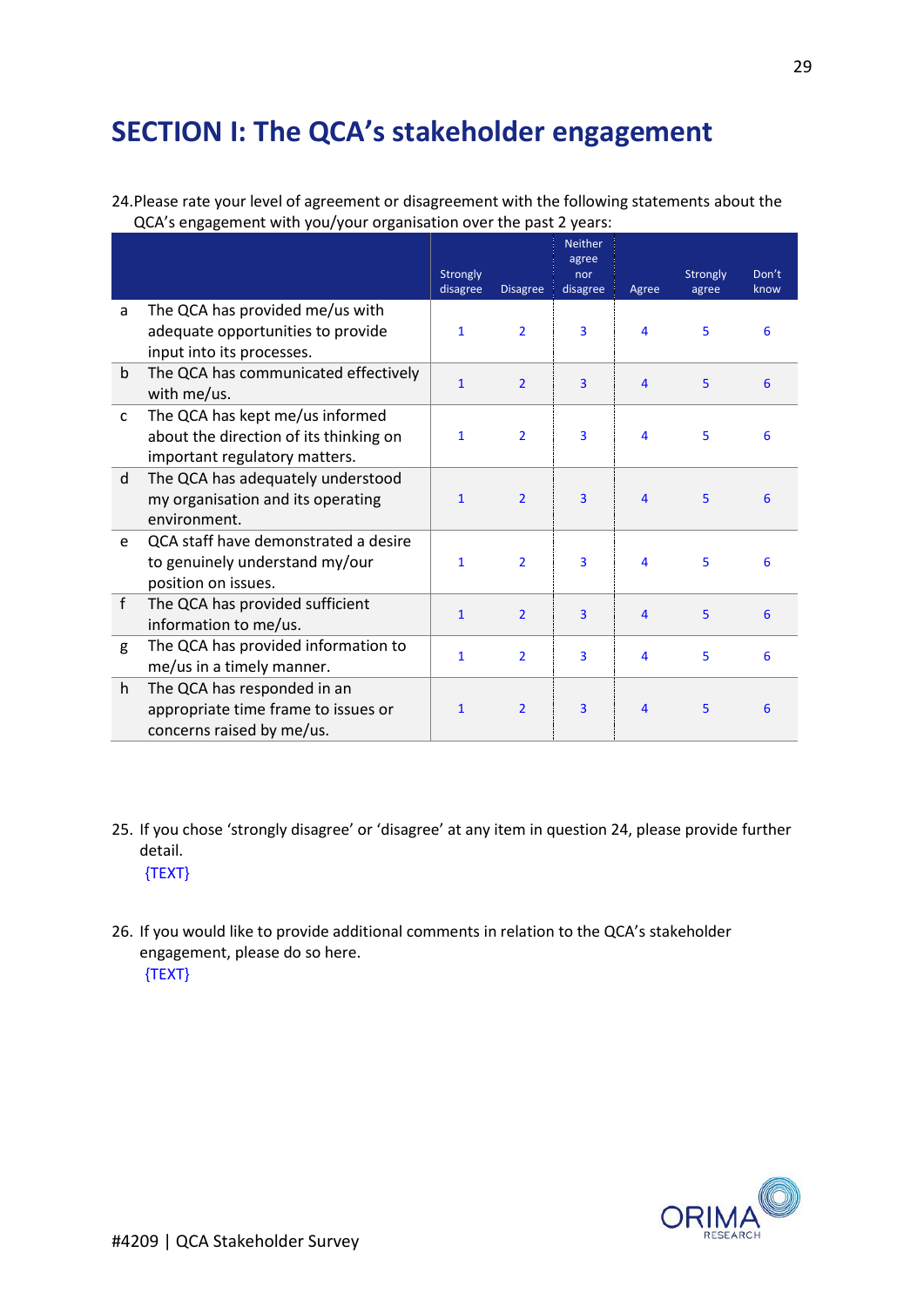# SECTION I: The QCA's stakeholder engagement

24. Please rate your level of agreement or disagreement with the following statements about the QCA's engagement with you/your organisation over the past 2 years:

| | | Strongly disagree | Disagree | Neither agree nor disagree | Agree | Strongly agree | Don't know |
|---|---|---|---|---|---|---|---|
| a | The QCA has provided me/us with adequate opportunities to provide input into its processes. | 1 | 2 | 3 | 4 | 5 | 6 |
| b | The QCA has communicated effectively with me/us. | 1 | 2 | 3 | 4 | 5 | 6 |
| c | The QCA has kept me/us informed about the direction of its thinking on important regulatory matters. | 1 | 2 | 3 | 4 | 5 | 6 |
| d | The QCA has adequately understood my organisation and its operating environment. | 1 | 2 | 3 | 4 | 5 | 6 |
| e | QCA staff have demonstrated a desire to genuinely understand my/our position on issues. | 1 | 2 | 3 | 4 | 5 | 6 |
| f | The QCA has provided sufficient information to me/us. | 1 | 2 | 3 | 4 | 5 | 6 |
| g | The QCA has provided information to me/us in a timely manner. | 1 | 2 | 3 | 4 | 5 | 6 |
| h | The QCA has responded in an appropriate time frame to issues or concerns raised by me/us. | 1 | 2 | 3 | 4 | 5 | 6 |

25. If you chose 'strongly disagree' or 'disagree' at any item in question 24, please provide further detail.
{TEXT}

26. If you would like to provide additional comments in relation to the QCA's stakeholder engagement, please do so here.
{TEXT}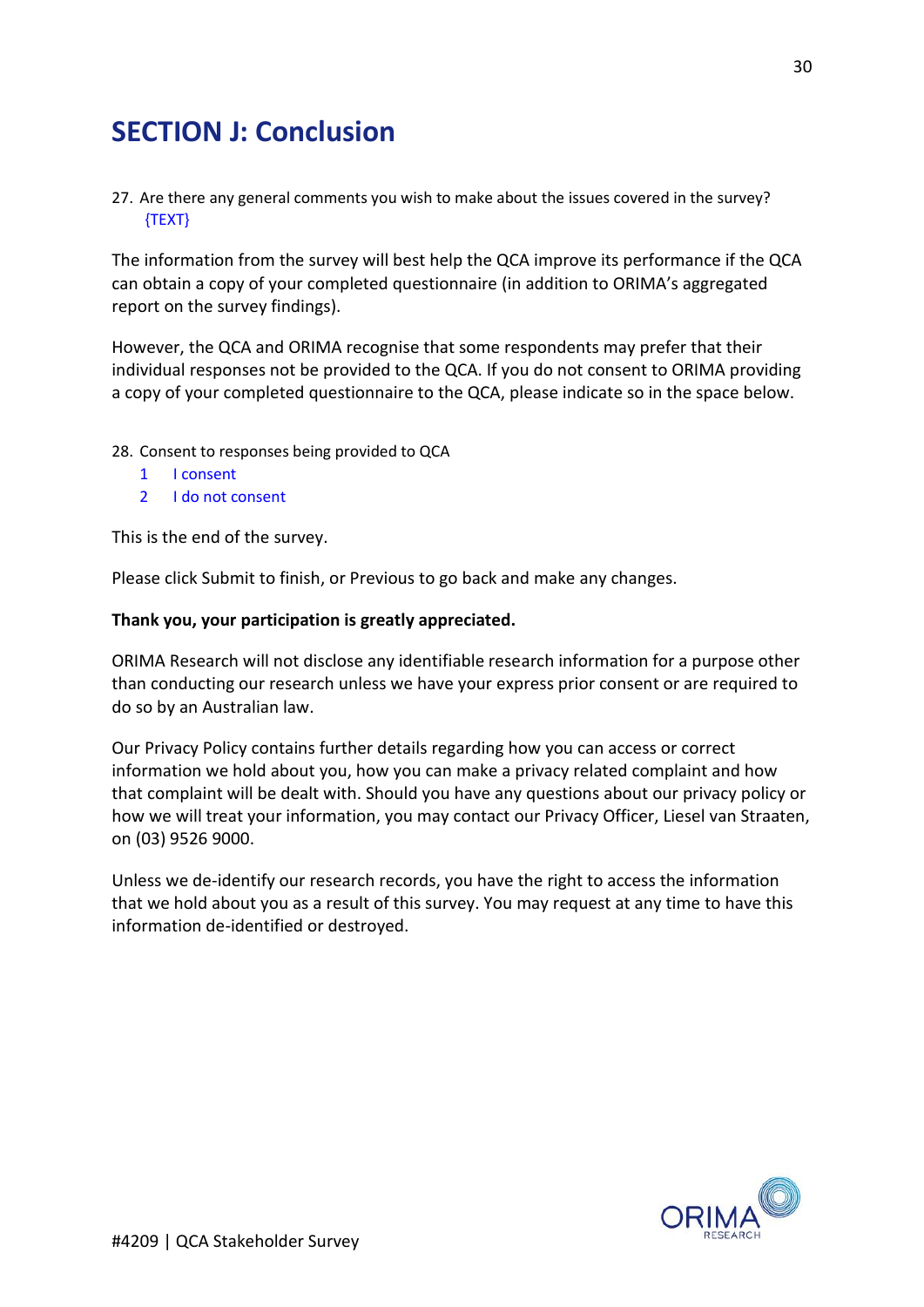# SECTION J: Conclusion

27. Are there any general comments you wish to make about the issues covered in the survey?
    {TEXT}

The information from the survey will best help the QCA improve its performance if the QCA can obtain a copy of your completed questionnaire (in addition to ORIMA's aggregated report on the survey findings).

However, the QCA and ORIMA recognise that some respondents may prefer that their individual responses not be provided to the QCA. If you do not consent to ORIMA providing a copy of your completed questionnaire to the QCA, please indicate so in the space below.

28. Consent to responses being provided to QCA
    1 I consent
    2 I do not consent

This is the end of the survey.

Please click Submit to finish, or Previous to go back and make any changes.

**Thank you, your participation is greatly appreciated.**

ORIMA Research will not disclose any identifiable research information for a purpose other than conducting our research unless we have your express prior consent or are required to do so by an Australian law.

Our Privacy Policy contains further details regarding how you can access or correct information we hold about you, how you can make a privacy related complaint and how that complaint will be dealt with. Should you have any questions about our privacy policy or how we will treat your information, you may contact our Privacy Officer, Liesel van Straaten, on (03) 9526 9000.

Unless we de-identify our research records, you have the right to access the information that we hold about you as a result of this survey. You may request at any time to have this information de-identified or destroyed.